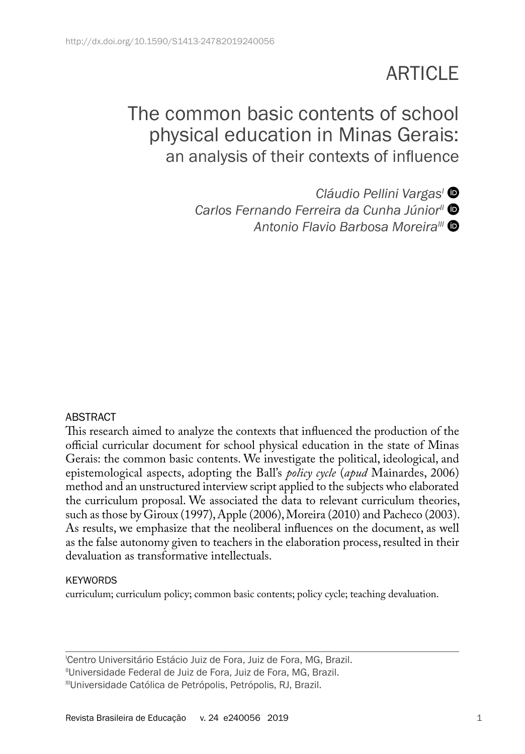http://dx.doi.org/10.1590/S1413-24782019240056

ARTICLE

# The common basic contents of school physical education in Minas Gerais: an analysis of their contexts of influence

*Cláudio Pellini Vargas*[I]
*Carlos Fernando Ferreira da Cunha Júnior*[II]
*Antonio Flavio Barbosa Moreira*[III]

## ABSTRACT

This research aimed to analyze the contexts that influenced the production of the official curricular document for school physical education in the state of Minas Gerais: the common basic contents. We investigate the political, ideological, and epistemological aspects, adopting the Ball's *policy cycle* (*apud* Mainardes, 2006) method and an unstructured interview script applied to the subjects who elaborated the curriculum proposal. We associated the data to relevant curriculum theories, such as those by Giroux (1997), Apple (2006), Moreira (2010) and Pacheco (2003). As results, we emphasize that the neoliberal influences on the document, as well as the false autonomy given to teachers in the elaboration process, resulted in their devaluation as transformative intellectuals.

## KEYWORDS

curriculum; curriculum policy; common basic contents; policy cycle; teaching devaluation.

[I]Centro Universitário Estácio Juiz de Fora, Juiz de Fora, MG, Brazil.
[II]Universidade Federal de Juiz de Fora, Juiz de Fora, MG, Brazil.
[III]Universidade Católica de Petrópolis, Petrópolis, RJ, Brazil.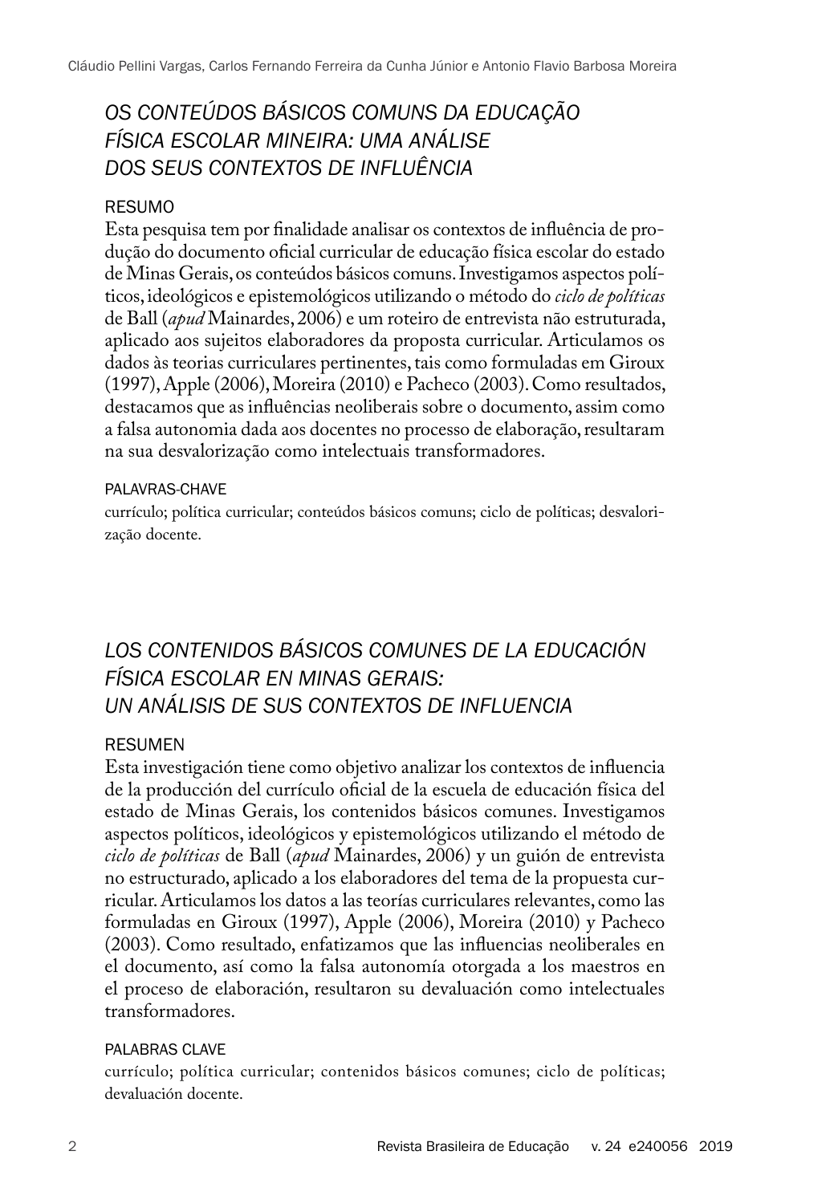## *OS CONTEÚDOS BÁSICOS COMUNS DA EDUCAÇÃO FÍSICA ESCOLAR MINEIRA: UMA ANÁLISE DOS SEUS CONTEXTOS DE INFLUÊNCIA*

### RESUMO

Esta pesquisa tem por finalidade analisar os contextos de influência de produção do documento oficial curricular de educação física escolar do estado de Minas Gerais, os conteúdos básicos comuns. Investigamos aspectos políticos, ideológicos e epistemológicos utilizando o método do *ciclo de políticas* de Ball (*apud* Mainardes, 2006) e um roteiro de entrevista não estruturada, aplicado aos sujeitos elaboradores da proposta curricular. Articulamos os dados às teorias curriculares pertinentes, tais como formuladas em Giroux (1997), Apple (2006), Moreira (2010) e Pacheco (2003). Como resultados, destacamos que as influências neoliberais sobre o documento, assim como a falsa autonomia dada aos docentes no processo de elaboração, resultaram na sua desvalorização como intelectuais transformadores.

### PALAVRAS-CHAVE

currículo; política curricular; conteúdos básicos comuns; ciclo de políticas; desvalorização docente.

## *LOS CONTENIDOS BÁSICOS COMUNES DE LA EDUCACIÓN FÍSICA ESCOLAR EN MINAS GERAIS: UN ANÁLISIS DE SUS CONTEXTOS DE INFLUENCIA*

### RESUMEN

Esta investigación tiene como objetivo analizar los contextos de influencia de la producción del currículo oficial de la escuela de educación física del estado de Minas Gerais, los contenidos básicos comunes. Investigamos aspectos políticos, ideológicos y epistemológicos utilizando el método de *ciclo de políticas* de Ball (*apud* Mainardes, 2006) y un guión de entrevista no estructurado, aplicado a los elaboradores del tema de la propuesta curricular. Articulamos los datos a las teorías curriculares relevantes, como las formuladas en Giroux (1997), Apple (2006), Moreira (2010) y Pacheco (2003). Como resultado, enfatizamos que las influencias neoliberales en el documento, así como la falsa autonomía otorgada a los maestros en el proceso de elaboración, resultaron su devaluación como intelectuales transformadores.

### PALABRAS CLAVE

currículo; política curricular; contenidos básicos comunes; ciclo de políticas; devaluación docente.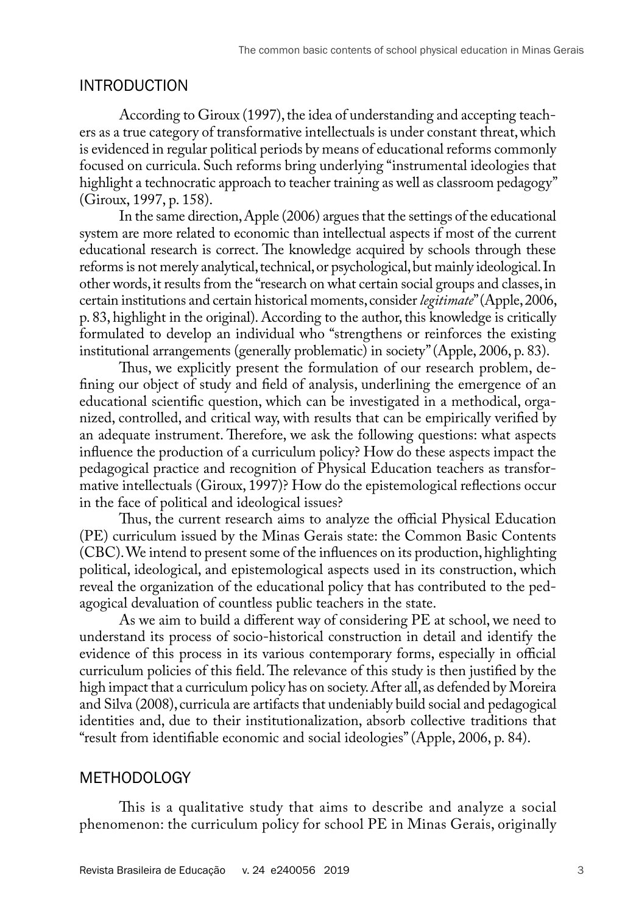## INTRODUCTION

According to Giroux (1997), the idea of understanding and accepting teachers as a true category of transformative intellectuals is under constant threat, which is evidenced in regular political periods by means of educational reforms commonly focused on curricula. Such reforms bring underlying "instrumental ideologies that highlight a technocratic approach to teacher training as well as classroom pedagogy" (Giroux, 1997, p. 158).

In the same direction, Apple (2006) argues that the settings of the educational system are more related to economic than intellectual aspects if most of the current educational research is correct. The knowledge acquired by schools through these reforms is not merely analytical, technical, or psychological, but mainly ideological. In other words, it results from the "research on what certain social groups and classes, in certain institutions and certain historical moments, consider *legitimate*" (Apple, 2006, p. 83, highlight in the original). According to the author, this knowledge is critically formulated to develop an individual who "strengthens or reinforces the existing institutional arrangements (generally problematic) in society" (Apple, 2006, p. 83).

Thus, we explicitly present the formulation of our research problem, defining our object of study and field of analysis, underlining the emergence of an educational scientific question, which can be investigated in a methodical, organized, controlled, and critical way, with results that can be empirically verified by an adequate instrument. Therefore, we ask the following questions: what aspects influence the production of a curriculum policy? How do these aspects impact the pedagogical practice and recognition of Physical Education teachers as transformative intellectuals (Giroux, 1997)? How do the epistemological reflections occur in the face of political and ideological issues?

Thus, the current research aims to analyze the official Physical Education (PE) curriculum issued by the Minas Gerais state: the Common Basic Contents (CBC). We intend to present some of the influences on its production, highlighting political, ideological, and epistemological aspects used in its construction, which reveal the organization of the educational policy that has contributed to the pedagogical devaluation of countless public teachers in the state.

As we aim to build a different way of considering PE at school, we need to understand its process of socio-historical construction in detail and identify the evidence of this process in its various contemporary forms, especially in official curriculum policies of this field. The relevance of this study is then justified by the high impact that a curriculum policy has on society. After all, as defended by Moreira and Silva (2008), curricula are artifacts that undeniably build social and pedagogical identities and, due to their institutionalization, absorb collective traditions that "result from identifiable economic and social ideologies" (Apple, 2006, p. 84).

## METHODOLOGY

This is a qualitative study that aims to describe and analyze a social phenomenon: the curriculum policy for school PE in Minas Gerais, originally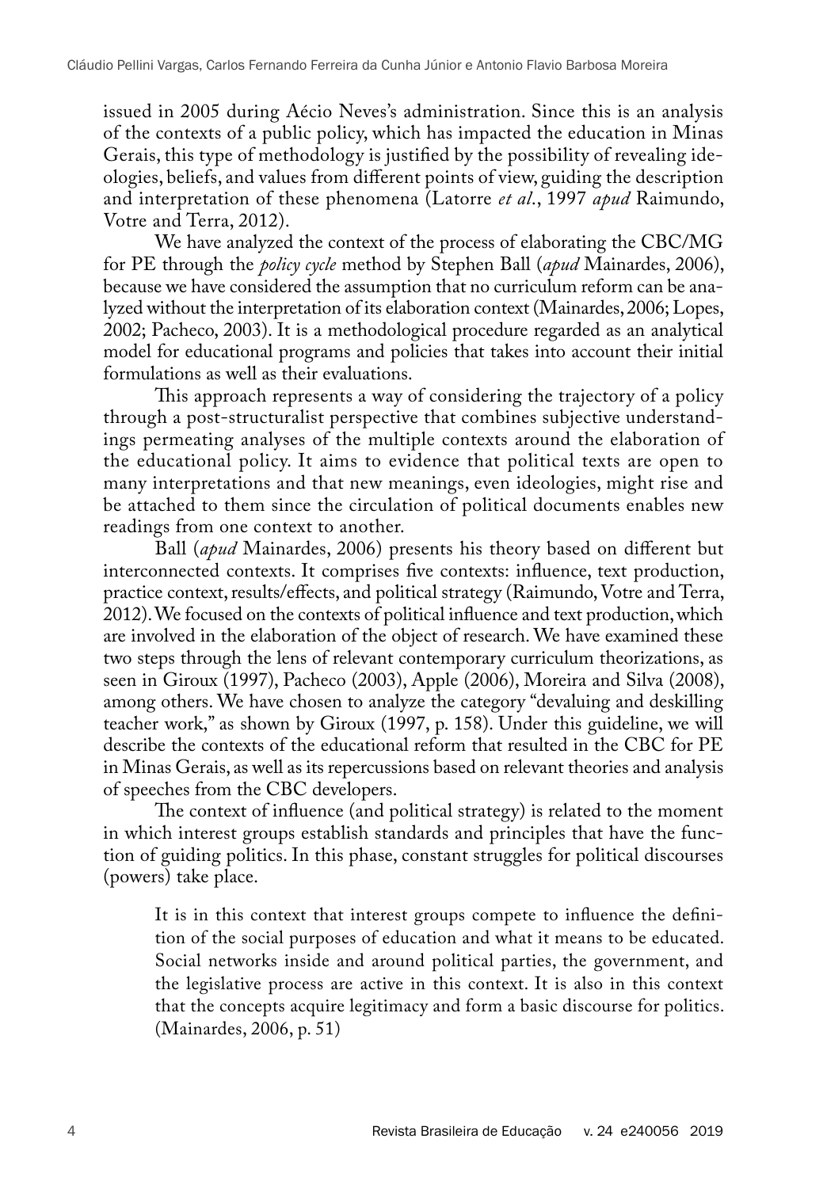issued in 2005 during Aécio Neves's administration. Since this is an analysis of the contexts of a public policy, which has impacted the education in Minas Gerais, this type of methodology is justified by the possibility of revealing ideologies, beliefs, and values from different points of view, guiding the description and interpretation of these phenomena (Latorre *et al*., 1997 *apud* Raimundo, Votre and Terra, 2012).

We have analyzed the context of the process of elaborating the CBC/MG for PE through the *policy cycle* method by Stephen Ball (*apud* Mainardes, 2006), because we have considered the assumption that no curriculum reform can be analyzed without the interpretation of its elaboration context (Mainardes, 2006; Lopes, 2002; Pacheco, 2003). It is a methodological procedure regarded as an analytical model for educational programs and policies that takes into account their initial formulations as well as their evaluations.

This approach represents a way of considering the trajectory of a policy through a post-structuralist perspective that combines subjective understandings permeating analyses of the multiple contexts around the elaboration of the educational policy. It aims to evidence that political texts are open to many interpretations and that new meanings, even ideologies, might rise and be attached to them since the circulation of political documents enables new readings from one context to another.

Ball (*apud* Mainardes, 2006) presents his theory based on different but interconnected contexts. It comprises five contexts: influence, text production, practice context, results/effects, and political strategy (Raimundo, Votre and Terra, 2012). We focused on the contexts of political influence and text production, which are involved in the elaboration of the object of research. We have examined these two steps through the lens of relevant contemporary curriculum theorizations, as seen in Giroux (1997), Pacheco (2003), Apple (2006), Moreira and Silva (2008), among others. We have chosen to analyze the category "devaluing and deskilling teacher work," as shown by Giroux (1997, p. 158). Under this guideline, we will describe the contexts of the educational reform that resulted in the CBC for PE in Minas Gerais, as well as its repercussions based on relevant theories and analysis of speeches from the CBC developers.

The context of influence (and political strategy) is related to the moment in which interest groups establish standards and principles that have the function of guiding politics. In this phase, constant struggles for political discourses (powers) take place.

> It is in this context that interest groups compete to influence the definition of the social purposes of education and what it means to be educated. Social networks inside and around political parties, the government, and the legislative process are active in this context. It is also in this context that the concepts acquire legitimacy and form a basic discourse for politics. (Mainardes, 2006, p. 51)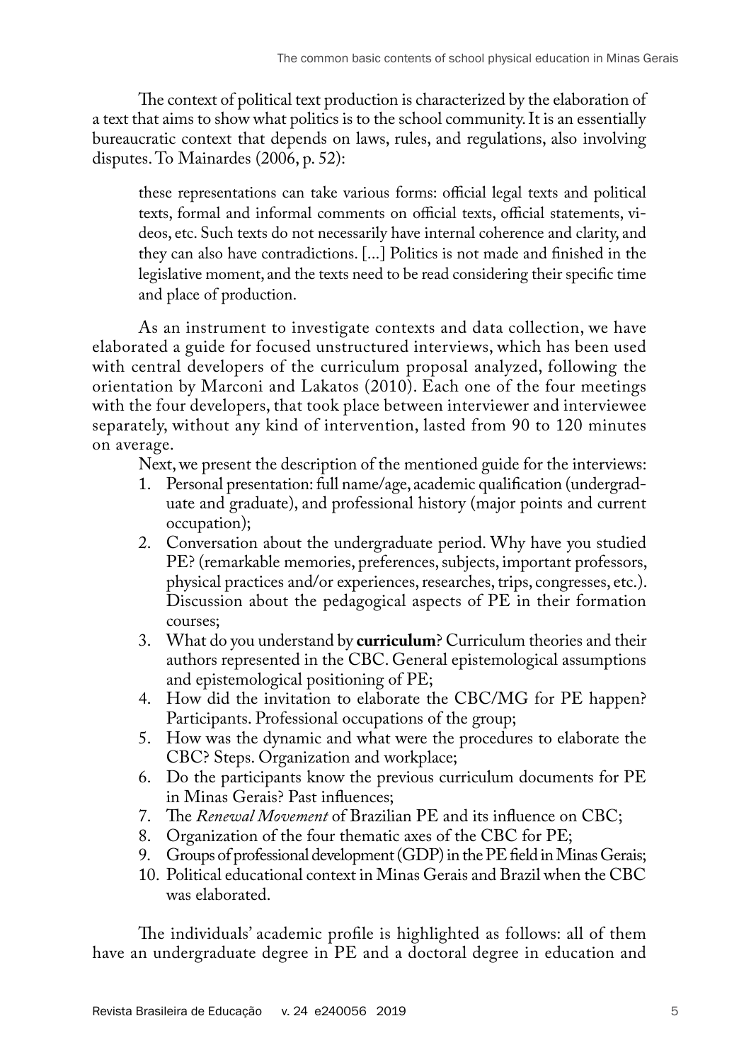The context of political text production is characterized by the elaboration of a text that aims to show what politics is to the school community. It is an essentially bureaucratic context that depends on laws, rules, and regulations, also involving disputes. To Mainardes (2006, p. 52):

> these representations can take various forms: official legal texts and political texts, formal and informal comments on official texts, official statements, videos, etc. Such texts do not necessarily have internal coherence and clarity, and they can also have contradictions. [...] Politics is not made and finished in the legislative moment, and the texts need to be read considering their specific time and place of production.

As an instrument to investigate contexts and data collection, we have elaborated a guide for focused unstructured interviews, which has been used with central developers of the curriculum proposal analyzed, following the orientation by Marconi and Lakatos (2010). Each one of the four meetings with the four developers, that took place between interviewer and interviewee separately, without any kind of intervention, lasted from 90 to 120 minutes on average.

Next, we present the description of the mentioned guide for the interviews:

1. Personal presentation: full name/age, academic qualification (undergraduate and graduate), and professional history (major points and current occupation);
2. Conversation about the undergraduate period. Why have you studied PE? (remarkable memories, preferences, subjects, important professors, physical practices and/or experiences, researches, trips, congresses, etc.). Discussion about the pedagogical aspects of PE in their formation courses;
3. What do you understand by **curriculum**? Curriculum theories and their authors represented in the CBC. General epistemological assumptions and epistemological positioning of PE;
4. How did the invitation to elaborate the CBC/MG for PE happen? Participants. Professional occupations of the group;
5. How was the dynamic and what were the procedures to elaborate the CBC? Steps. Organization and workplace;
6. Do the participants know the previous curriculum documents for PE in Minas Gerais? Past influences;
7. The *Renewal Movement* of Brazilian PE and its influence on CBC;
8. Organization of the four thematic axes of the CBC for PE;
9. Groups of professional development (GDP) in the PE field in Minas Gerais;
10. Political educational context in Minas Gerais and Brazil when the CBC was elaborated.

The individuals' academic profile is highlighted as follows: all of them have an undergraduate degree in PE and a doctoral degree in education and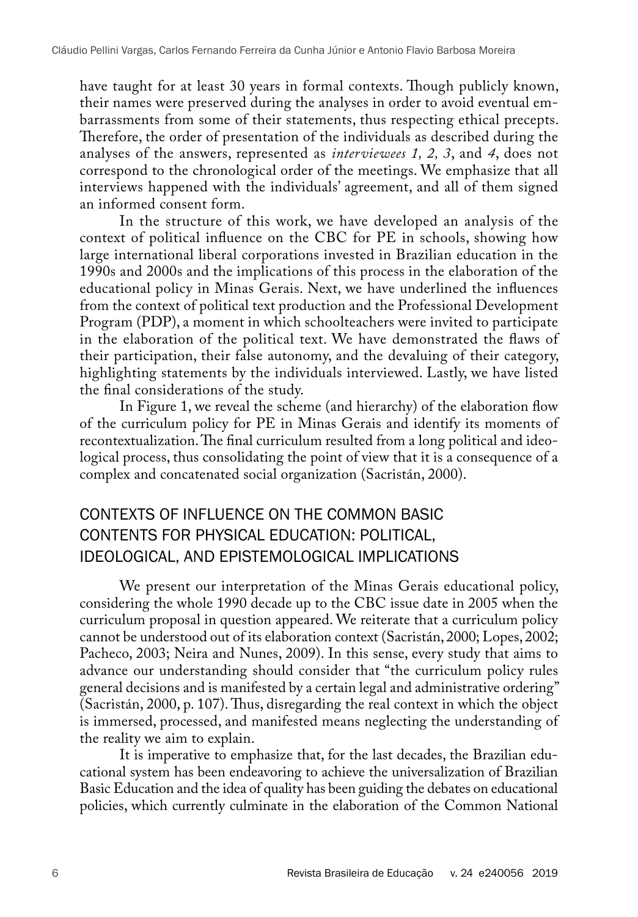have taught for at least 30 years in formal contexts. Though publicly known, their names were preserved during the analyses in order to avoid eventual embarrassments from some of their statements, thus respecting ethical precepts. Therefore, the order of presentation of the individuals as described during the analyses of the answers, represented as *interviewees 1, 2, 3*, and *4*, does not correspond to the chronological order of the meetings. We emphasize that all interviews happened with the individuals' agreement, and all of them signed an informed consent form.

In the structure of this work, we have developed an analysis of the context of political influence on the CBC for PE in schools, showing how large international liberal corporations invested in Brazilian education in the 1990s and 2000s and the implications of this process in the elaboration of the educational policy in Minas Gerais. Next, we have underlined the influences from the context of political text production and the Professional Development Program (PDP), a moment in which schoolteachers were invited to participate in the elaboration of the political text. We have demonstrated the flaws of their participation, their false autonomy, and the devaluing of their category, highlighting statements by the individuals interviewed. Lastly, we have listed the final considerations of the study.

In Figure 1, we reveal the scheme (and hierarchy) of the elaboration flow of the curriculum policy for PE in Minas Gerais and identify its moments of recontextualization. The final curriculum resulted from a long political and ideological process, thus consolidating the point of view that it is a consequence of a complex and concatenated social organization (Sacristán, 2000).

## CONTEXTS OF INFLUENCE ON THE COMMON BASIC CONTENTS FOR PHYSICAL EDUCATION: POLITICAL, IDEOLOGICAL, AND EPISTEMOLOGICAL IMPLICATIONS

We present our interpretation of the Minas Gerais educational policy, considering the whole 1990 decade up to the CBC issue date in 2005 when the curriculum proposal in question appeared. We reiterate that a curriculum policy cannot be understood out of its elaboration context (Sacristán, 2000; Lopes, 2002; Pacheco, 2003; Neira and Nunes, 2009). In this sense, every study that aims to advance our understanding should consider that "the curriculum policy rules general decisions and is manifested by a certain legal and administrative ordering" (Sacristán, 2000, p. 107). Thus, disregarding the real context in which the object is immersed, processed, and manifested means neglecting the understanding of the reality we aim to explain.

It is imperative to emphasize that, for the last decades, the Brazilian educational system has been endeavoring to achieve the universalization of Brazilian Basic Education and the idea of quality has been guiding the debates on educational policies, which currently culminate in the elaboration of the Common National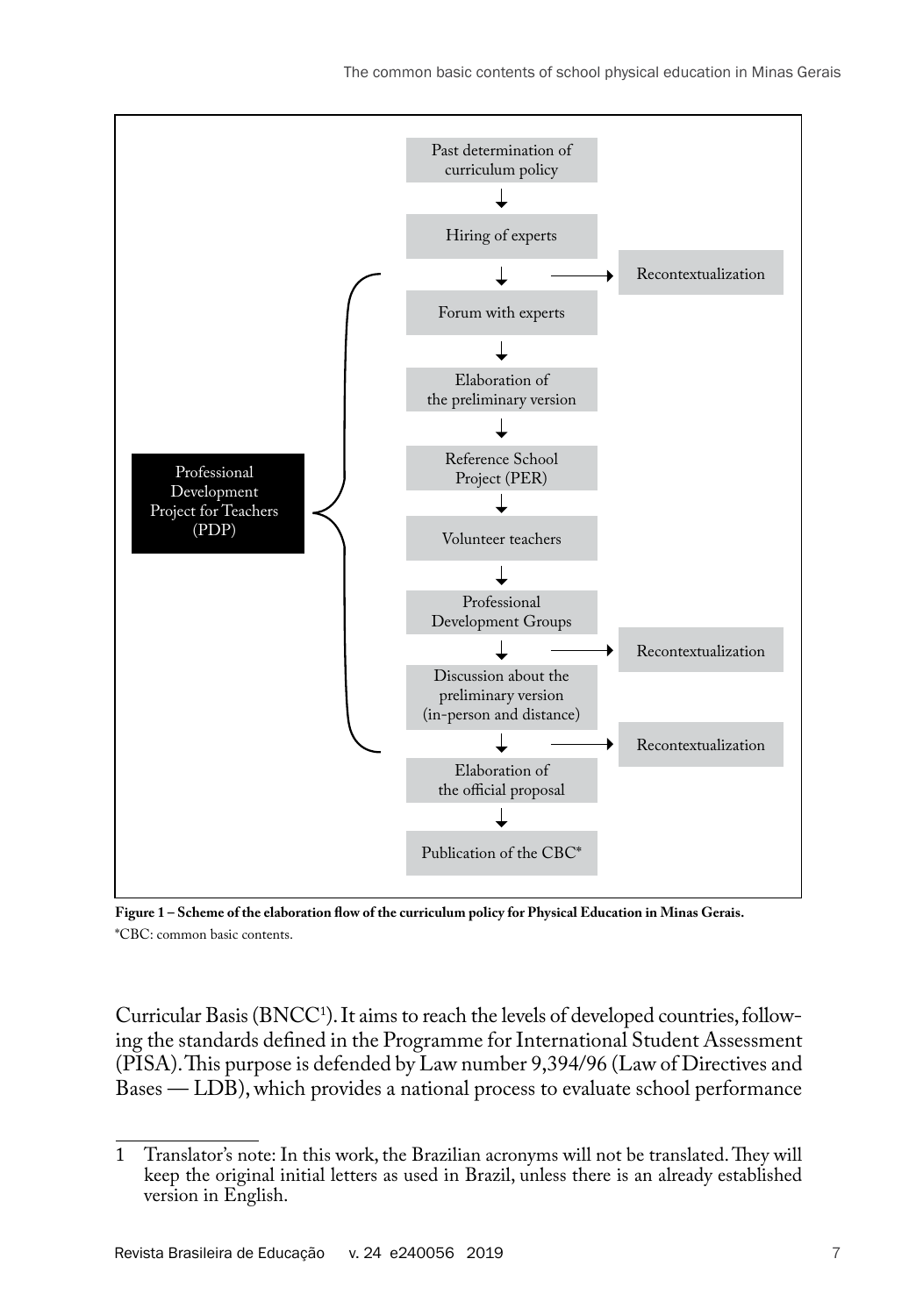Past determination of curriculum policy

↓

Hiring of experts

↓ → Recontextualization

Forum with experts

↓

Elaboration of the preliminary version

↓

Reference School Project (PER)

↓

Volunteer teachers

↓

Professional Development Groups

↓ → Recontextualization

Discussion about the preliminary version (in-person and distance)

↓ → Recontextualization

Elaboration of the official proposal

↓

Publication of the CBC*

Professional Development Project for Teachers (PDP) (spanning the steps from "Forum with experts" to "Discussion about the preliminary version (in-person and distance)")

**Figure 1 – Scheme of the elaboration flow of the curriculum policy for Physical Education in Minas Gerais.**
*CBC: common basic contents.

Curricular Basis (BNCC[1]). It aims to reach the levels of developed countries, following the standards defined in the Programme for International Student Assessment (PISA). This purpose is defended by Law number 9,394/96 (Law of Directives and Bases — LDB), which provides a national process to evaluate school performance

---

1 Translator's note: In this work, the Brazilian acronyms will not be translated. They will keep the original initial letters as used in Brazil, unless there is an already established version in English.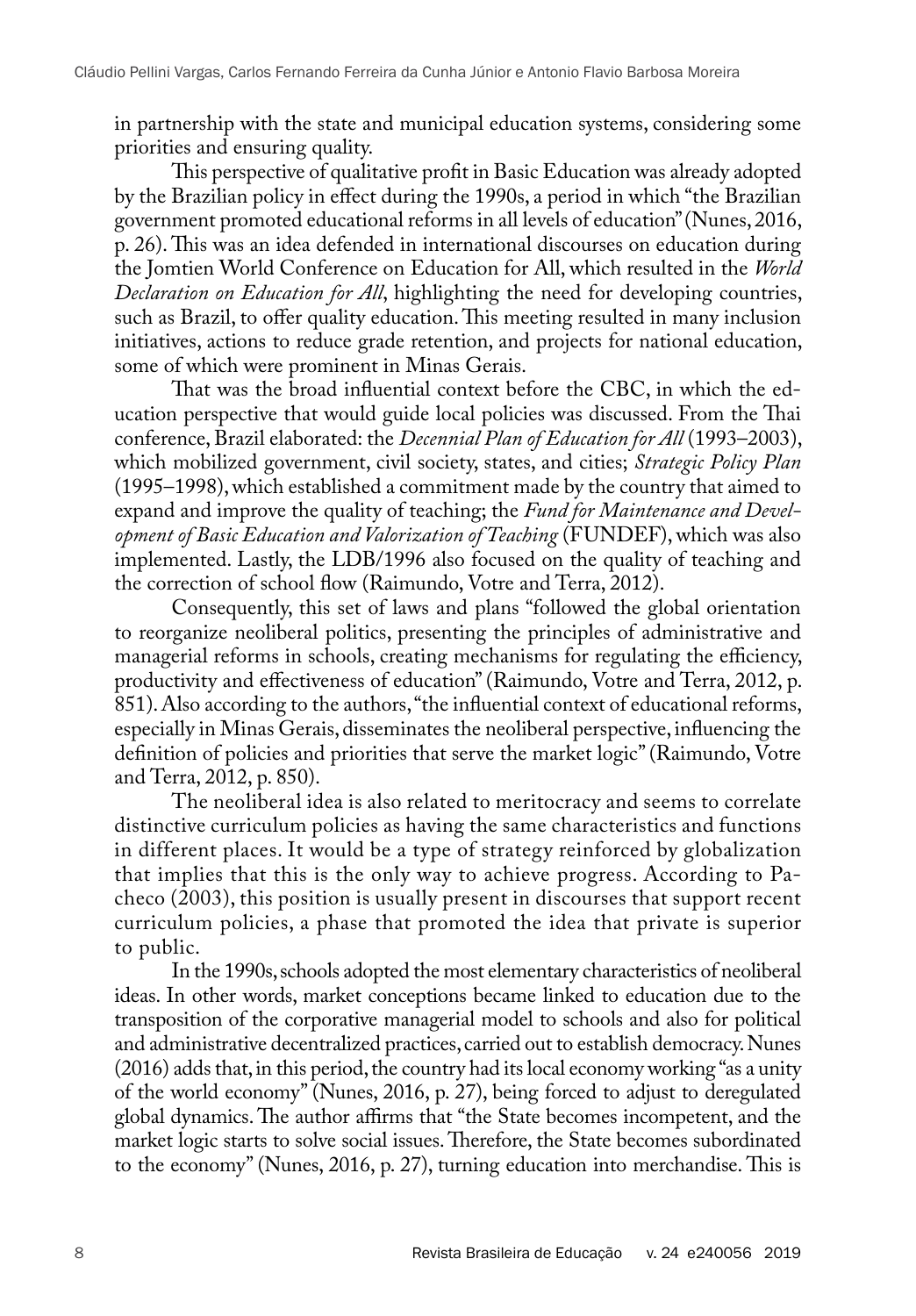in partnership with the state and municipal education systems, considering some priorities and ensuring quality.

This perspective of qualitative profit in Basic Education was already adopted by the Brazilian policy in effect during the 1990s, a period in which "the Brazilian government promoted educational reforms in all levels of education" (Nunes, 2016, p. 26). This was an idea defended in international discourses on education during the Jomtien World Conference on Education for All, which resulted in the *World Declaration on Education for All*, highlighting the need for developing countries, such as Brazil, to offer quality education. This meeting resulted in many inclusion initiatives, actions to reduce grade retention, and projects for national education, some of which were prominent in Minas Gerais.

That was the broad influential context before the CBC, in which the education perspective that would guide local policies was discussed. From the Thai conference, Brazil elaborated: the *Decennial Plan of Education for All* (1993–2003), which mobilized government, civil society, states, and cities; *Strategic Policy Plan* (1995–1998), which established a commitment made by the country that aimed to expand and improve the quality of teaching; the *Fund for Maintenance and Development of Basic Education and Valorization of Teaching* (FUNDEF), which was also implemented. Lastly, the LDB/1996 also focused on the quality of teaching and the correction of school flow (Raimundo, Votre and Terra, 2012).

Consequently, this set of laws and plans "followed the global orientation to reorganize neoliberal politics, presenting the principles of administrative and managerial reforms in schools, creating mechanisms for regulating the efficiency, productivity and effectiveness of education" (Raimundo, Votre and Terra, 2012, p. 851). Also according to the authors, "the influential context of educational reforms, especially in Minas Gerais, disseminates the neoliberal perspective, influencing the definition of policies and priorities that serve the market logic" (Raimundo, Votre and Terra, 2012, p. 850).

The neoliberal idea is also related to meritocracy and seems to correlate distinctive curriculum policies as having the same characteristics and functions in different places. It would be a type of strategy reinforced by globalization that implies that this is the only way to achieve progress. According to Pacheco (2003), this position is usually present in discourses that support recent curriculum policies, a phase that promoted the idea that private is superior to public.

In the 1990s, schools adopted the most elementary characteristics of neoliberal ideas. In other words, market conceptions became linked to education due to the transposition of the corporative managerial model to schools and also for political and administrative decentralized practices, carried out to establish democracy. Nunes (2016) adds that, in this period, the country had its local economy working "as a unity of the world economy" (Nunes, 2016, p. 27), being forced to adjust to deregulated global dynamics. The author affirms that "the State becomes incompetent, and the market logic starts to solve social issues. Therefore, the State becomes subordinated to the economy" (Nunes, 2016, p. 27), turning education into merchandise. This is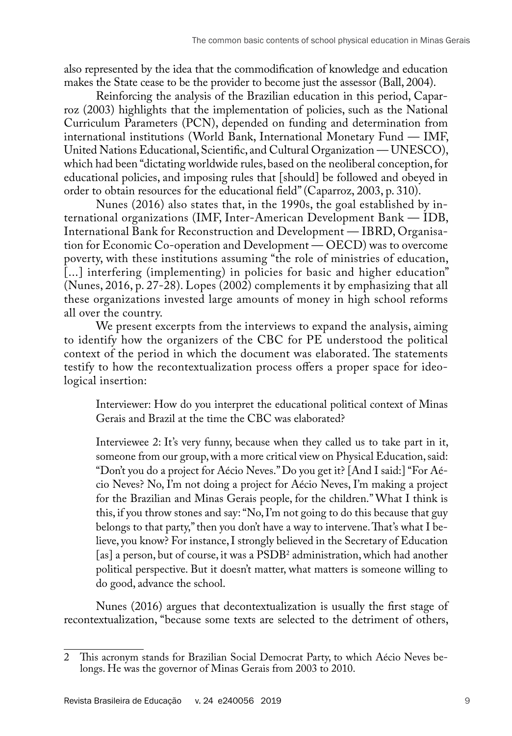also represented by the idea that the commodification of knowledge and education makes the State cease to be the provider to become just the assessor (Ball, 2004).

Reinforcing the analysis of the Brazilian education in this period, Caparroz (2003) highlights that the implementation of policies, such as the National Curriculum Parameters (PCN), depended on funding and determination from international institutions (World Bank, International Monetary Fund — IMF, United Nations Educational, Scientific, and Cultural Organization — UNESCO), which had been "dictating worldwide rules, based on the neoliberal conception, for educational policies, and imposing rules that [should] be followed and obeyed in order to obtain resources for the educational field" (Caparroz, 2003, p. 310).

Nunes (2016) also states that, in the 1990s, the goal established by international organizations (IMF, Inter-American Development Bank — IDB, International Bank for Reconstruction and Development — IBRD, Organisation for Economic Co-operation and Development — OECD) was to overcome poverty, with these institutions assuming "the role of ministries of education, [...] interfering (implementing) in policies for basic and higher education" (Nunes, 2016, p. 27-28). Lopes (2002) complements it by emphasizing that all these organizations invested large amounts of money in high school reforms all over the country.

We present excerpts from the interviews to expand the analysis, aiming to identify how the organizers of the CBC for PE understood the political context of the period in which the document was elaborated. The statements testify to how the recontextualization process offers a proper space for ideological insertion:

> Interviewer: How do you interpret the educational political context of Minas Gerais and Brazil at the time the CBC was elaborated?
>
> Interviewee 2: It's very funny, because when they called us to take part in it, someone from our group, with a more critical view on Physical Education, said: "Don't you do a project for Aécio Neves." Do you get it? [And I said:] "For Aécio Neves? No, I'm not doing a project for Aécio Neves, I'm making a project for the Brazilian and Minas Gerais people, for the children." What I think is this, if you throw stones and say: "No, I'm not going to do this because that guy belongs to that party," then you don't have a way to intervene. That's what I believe, you know? For instance, I strongly believed in the Secretary of Education [as] a person, but of course, it was a PSDB[2] administration, which had another political perspective. But it doesn't matter, what matters is someone willing to do good, advance the school.

Nunes (2016) argues that decontextualization is usually the first stage of recontextualization, "because some texts are selected to the detriment of others,

---

2 This acronym stands for Brazilian Social Democrat Party, to which Aécio Neves belongs. He was the governor of Minas Gerais from 2003 to 2010.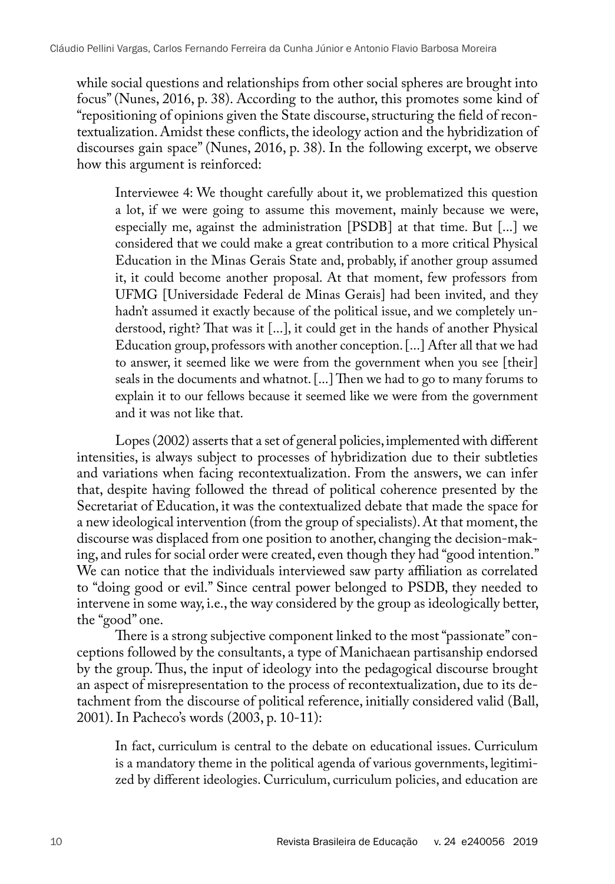while social questions and relationships from other social spheres are brought into focus" (Nunes, 2016, p. 38). According to the author, this promotes some kind of "repositioning of opinions given the State discourse, structuring the field of recontextualization. Amidst these conflicts, the ideology action and the hybridization of discourses gain space" (Nunes, 2016, p. 38). In the following excerpt, we observe how this argument is reinforced:

> Interviewee 4: We thought carefully about it, we problematized this question a lot, if we were going to assume this movement, mainly because we were, especially me, against the administration [PSDB] at that time. But [...] we considered that we could make a great contribution to a more critical Physical Education in the Minas Gerais State and, probably, if another group assumed it, it could become another proposal. At that moment, few professors from UFMG [Universidade Federal de Minas Gerais] had been invited, and they hadn't assumed it exactly because of the political issue, and we completely understood, right? That was it [...], it could get in the hands of another Physical Education group, professors with another conception. [...] After all that we had to answer, it seemed like we were from the government when you see [their] seals in the documents and whatnot. [...] Then we had to go to many forums to explain it to our fellows because it seemed like we were from the government and it was not like that.

Lopes (2002) asserts that a set of general policies, implemented with different intensities, is always subject to processes of hybridization due to their subtleties and variations when facing recontextualization. From the answers, we can infer that, despite having followed the thread of political coherence presented by the Secretariat of Education, it was the contextualized debate that made the space for a new ideological intervention (from the group of specialists). At that moment, the discourse was displaced from one position to another, changing the decision-making, and rules for social order were created, even though they had "good intention." We can notice that the individuals interviewed saw party affiliation as correlated to "doing good or evil." Since central power belonged to PSDB, they needed to intervene in some way, i.e., the way considered by the group as ideologically better, the "good" one.

There is a strong subjective component linked to the most "passionate" conceptions followed by the consultants, a type of Manichaean partisanship endorsed by the group. Thus, the input of ideology into the pedagogical discourse brought an aspect of misrepresentation to the process of recontextualization, due to its detachment from the discourse of political reference, initially considered valid (Ball, 2001). In Pacheco's words (2003, p. 10-11):

> In fact, curriculum is central to the debate on educational issues. Curriculum is a mandatory theme in the political agenda of various governments, legitimized by different ideologies. Curriculum, curriculum policies, and education are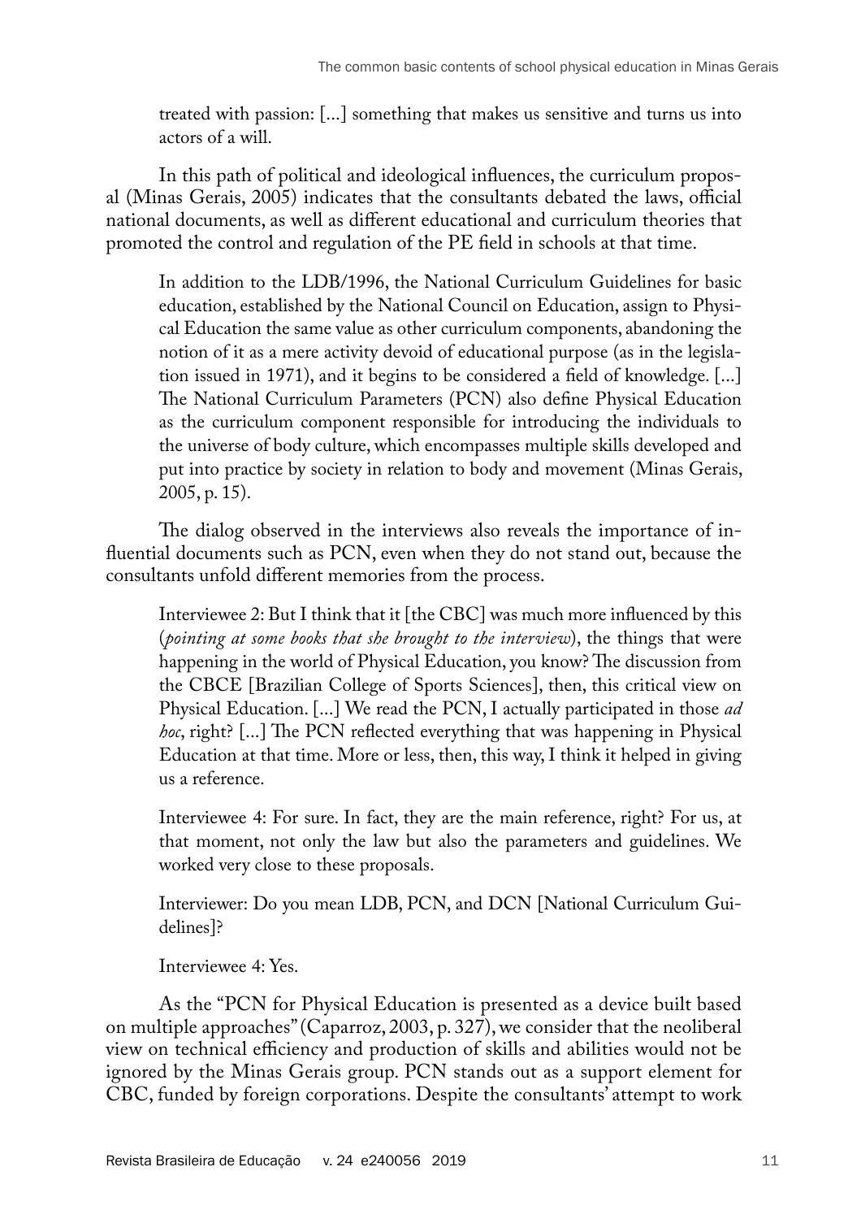treated with passion: [...] something that makes us sensitive and turns us into actors of a will.

In this path of political and ideological influences, the curriculum proposal (Minas Gerais, 2005) indicates that the consultants debated the laws, official national documents, as well as different educational and curriculum theories that promoted the control and regulation of the PE field in schools at that time.

> In addition to the LDB/1996, the National Curriculum Guidelines for basic education, established by the National Council on Education, assign to Physical Education the same value as other curriculum components, abandoning the notion of it as a mere activity devoid of educational purpose (as in the legislation issued in 1971), and it begins to be considered a field of knowledge. [...] The National Curriculum Parameters (PCN) also define Physical Education as the curriculum component responsible for introducing the individuals to the universe of body culture, which encompasses multiple skills developed and put into practice by society in relation to body and movement (Minas Gerais, 2005, p. 15).

The dialog observed in the interviews also reveals the importance of influential documents such as PCN, even when they do not stand out, because the consultants unfold different memories from the process.

> Interviewee 2: But I think that it [the CBC] was much more influenced by this (*pointing at some books that she brought to the interview*), the things that were happening in the world of Physical Education, you know? The discussion from the CBCE [Brazilian College of Sports Sciences], then, this critical view on Physical Education. [...] We read the PCN, I actually participated in those *ad hoc*, right? [...] The PCN reflected everything that was happening in Physical Education at that time. More or less, then, this way, I think it helped in giving us a reference.
>
> Interviewee 4: For sure. In fact, they are the main reference, right? For us, at that moment, not only the law but also the parameters and guidelines. We worked very close to these proposals.
>
> Interviewer: Do you mean LDB, PCN, and DCN [National Curriculum Guidelines]?
>
> Interviewee 4: Yes.

As the "PCN for Physical Education is presented as a device built based on multiple approaches" (Caparroz, 2003, p. 327), we consider that the neoliberal view on technical efficiency and production of skills and abilities would not be ignored by the Minas Gerais group. PCN stands out as a support element for CBC, funded by foreign corporations. Despite the consultants' attempt to work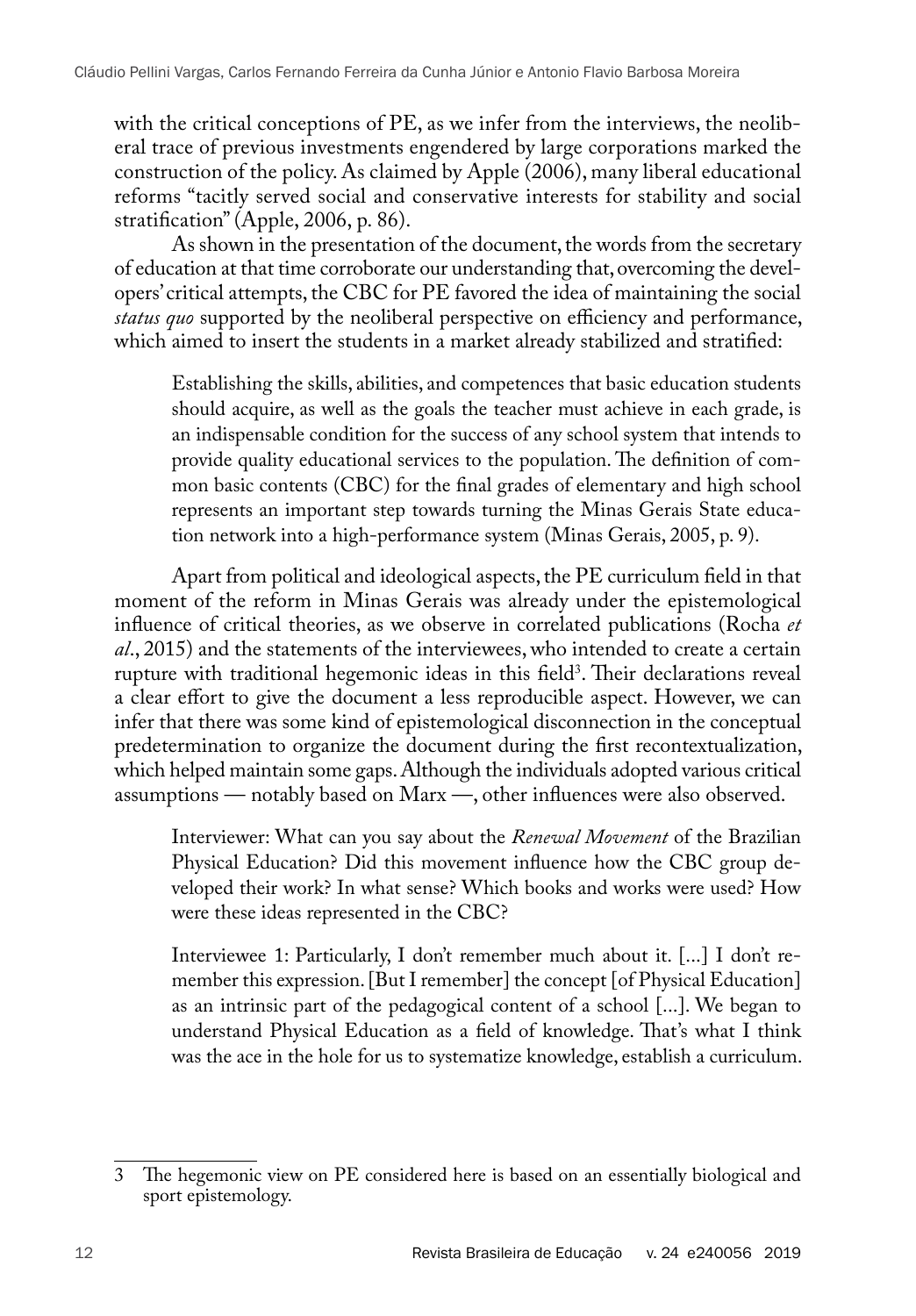with the critical conceptions of PE, as we infer from the interviews, the neoliberal trace of previous investments engendered by large corporations marked the construction of the policy. As claimed by Apple (2006), many liberal educational reforms "tacitly served social and conservative interests for stability and social stratification" (Apple, 2006, p. 86).

As shown in the presentation of the document, the words from the secretary of education at that time corroborate our understanding that, overcoming the developers' critical attempts, the CBC for PE favored the idea of maintaining the social *status quo* supported by the neoliberal perspective on efficiency and performance, which aimed to insert the students in a market already stabilized and stratified:

> Establishing the skills, abilities, and competences that basic education students should acquire, as well as the goals the teacher must achieve in each grade, is an indispensable condition for the success of any school system that intends to provide quality educational services to the population. The definition of common basic contents (CBC) for the final grades of elementary and high school represents an important step towards turning the Minas Gerais State education network into a high-performance system (Minas Gerais, 2005, p. 9).

Apart from political and ideological aspects, the PE curriculum field in that moment of the reform in Minas Gerais was already under the epistemological influence of critical theories, as we observe in correlated publications (Rocha *et al.*, 2015) and the statements of the interviewees, who intended to create a certain rupture with traditional hegemonic ideas in this field[3]. Their declarations reveal a clear effort to give the document a less reproducible aspect. However, we can infer that there was some kind of epistemological disconnection in the conceptual predetermination to organize the document during the first recontextualization, which helped maintain some gaps. Although the individuals adopted various critical assumptions — notably based on Marx —, other influences were also observed.

> Interviewer: What can you say about the *Renewal Movement* of the Brazilian Physical Education? Did this movement influence how the CBC group developed their work? In what sense? Which books and works were used? How were these ideas represented in the CBC?
>
> Interviewee 1: Particularly, I don't remember much about it. [...] I don't remember this expression. [But I remember] the concept [of Physical Education] as an intrinsic part of the pedagogical content of a school [...]. We began to understand Physical Education as a field of knowledge. That's what I think was the ace in the hole for us to systematize knowledge, establish a curriculum.

---

3 The hegemonic view on PE considered here is based on an essentially biological and sport epistemology.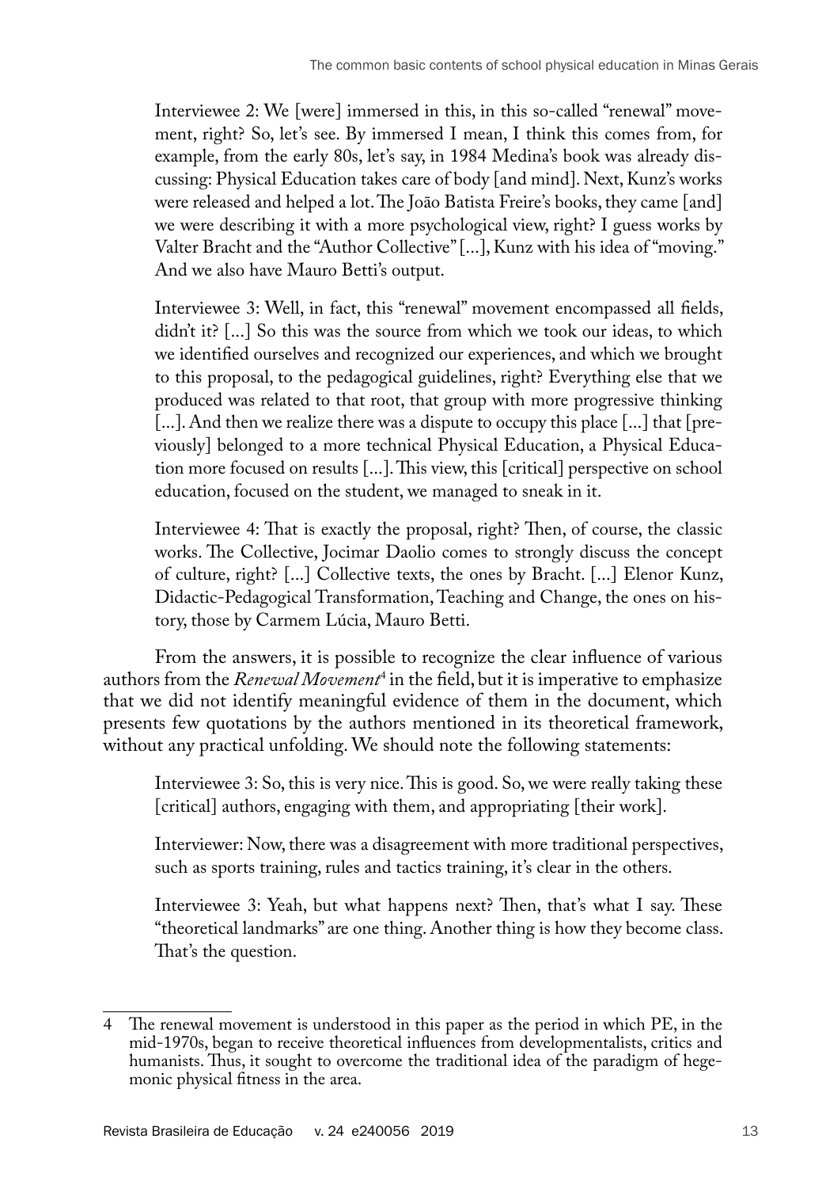Interviewee 2: We [were] immersed in this, in this so-called "renewal" movement, right? So, let's see. By immersed I mean, I think this comes from, for example, from the early 80s, let's say, in 1984 Medina's book was already discussing: Physical Education takes care of body [and mind]. Next, Kunz's works were released and helped a lot. The João Batista Freire's books, they came [and] we were describing it with a more psychological view, right? I guess works by Valter Bracht and the "Author Collective" [...], Kunz with his idea of "moving." And we also have Mauro Betti's output.

Interviewee 3: Well, in fact, this "renewal" movement encompassed all fields, didn't it? [...] So this was the source from which we took our ideas, to which we identified ourselves and recognized our experiences, and which we brought to this proposal, to the pedagogical guidelines, right? Everything else that we produced was related to that root, that group with more progressive thinking [...]. And then we realize there was a dispute to occupy this place [...] that [previously] belonged to a more technical Physical Education, a Physical Education more focused on results [...]. This view, this [critical] perspective on school education, focused on the student, we managed to sneak in it.

Interviewee 4: That is exactly the proposal, right? Then, of course, the classic works. The Collective, Jocimar Daolio comes to strongly discuss the concept of culture, right? [...] Collective texts, the ones by Bracht. [...] Elenor Kunz, Didactic-Pedagogical Transformation, Teaching and Change, the ones on history, those by Carmem Lúcia, Mauro Betti.

From the answers, it is possible to recognize the clear influence of various authors from the *Renewal Movement*[4] in the field, but it is imperative to emphasize that we did not identify meaningful evidence of them in the document, which presents few quotations by the authors mentioned in its theoretical framework, without any practical unfolding. We should note the following statements:

Interviewee 3: So, this is very nice. This is good. So, we were really taking these [critical] authors, engaging with them, and appropriating [their work].

Interviewer: Now, there was a disagreement with more traditional perspectives, such as sports training, rules and tactics training, it's clear in the others.

Interviewee 3: Yeah, but what happens next? Then, that's what I say. These "theoretical landmarks" are one thing. Another thing is how they become class. That's the question.

---

4 The renewal movement is understood in this paper as the period in which PE, in the mid-1970s, began to receive theoretical influences from developmentalists, critics and humanists. Thus, it sought to overcome the traditional idea of the paradigm of hegemonic physical fitness in the area.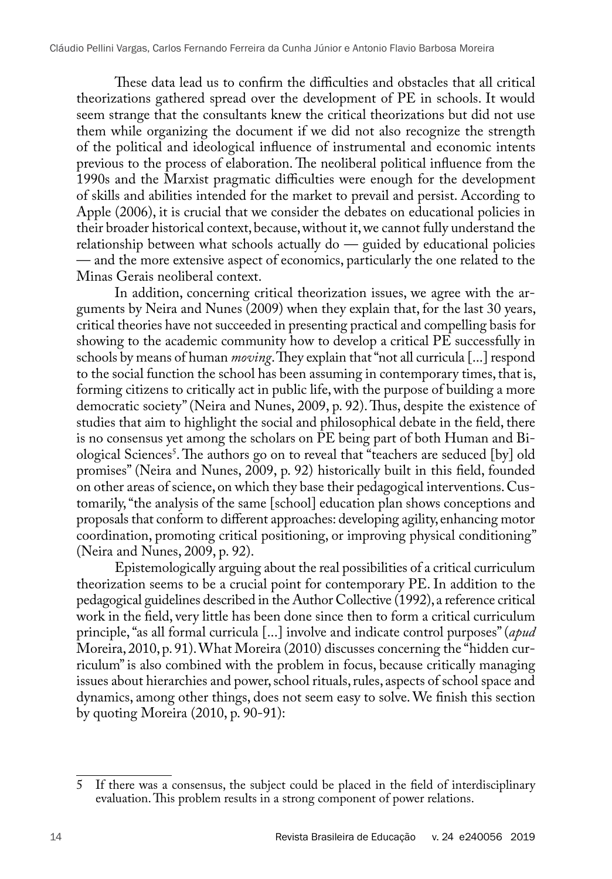These data lead us to confirm the difficulties and obstacles that all critical theorizations gathered spread over the development of PE in schools. It would seem strange that the consultants knew the critical theorizations but did not use them while organizing the document if we did not also recognize the strength of the political and ideological influence of instrumental and economic intents previous to the process of elaboration. The neoliberal political influence from the 1990s and the Marxist pragmatic difficulties were enough for the development of skills and abilities intended for the market to prevail and persist. According to Apple (2006), it is crucial that we consider the debates on educational policies in their broader historical context, because, without it, we cannot fully understand the relationship between what schools actually do — guided by educational policies — and the more extensive aspect of economics, particularly the one related to the Minas Gerais neoliberal context.

In addition, concerning critical theorization issues, we agree with the arguments by Neira and Nunes (2009) when they explain that, for the last 30 years, critical theories have not succeeded in presenting practical and compelling basis for showing to the academic community how to develop a critical PE successfully in schools by means of human *moving*. They explain that "not all curricula [...] respond to the social function the school has been assuming in contemporary times, that is, forming citizens to critically act in public life, with the purpose of building a more democratic society" (Neira and Nunes, 2009, p. 92). Thus, despite the existence of studies that aim to highlight the social and philosophical debate in the field, there is no consensus yet among the scholars on PE being part of both Human and Biological Sciences[5]. The authors go on to reveal that "teachers are seduced [by] old promises" (Neira and Nunes, 2009, p. 92) historically built in this field, founded on other areas of science, on which they base their pedagogical interventions. Customarily, "the analysis of the same [school] education plan shows conceptions and proposals that conform to different approaches: developing agility, enhancing motor coordination, promoting critical positioning, or improving physical conditioning" (Neira and Nunes, 2009, p. 92).

Epistemologically arguing about the real possibilities of a critical curriculum theorization seems to be a crucial point for contemporary PE. In addition to the pedagogical guidelines described in the Author Collective (1992), a reference critical work in the field, very little has been done since then to form a critical curriculum principle, "as all formal curricula [...] involve and indicate control purposes" (*apud* Moreira, 2010, p. 91). What Moreira (2010) discusses concerning the "hidden curriculum" is also combined with the problem in focus, because critically managing issues about hierarchies and power, school rituals, rules, aspects of school space and dynamics, among other things, does not seem easy to solve. We finish this section by quoting Moreira (2010, p. 90-91):

---

5 If there was a consensus, the subject could be placed in the field of interdisciplinary evaluation. This problem results in a strong component of power relations.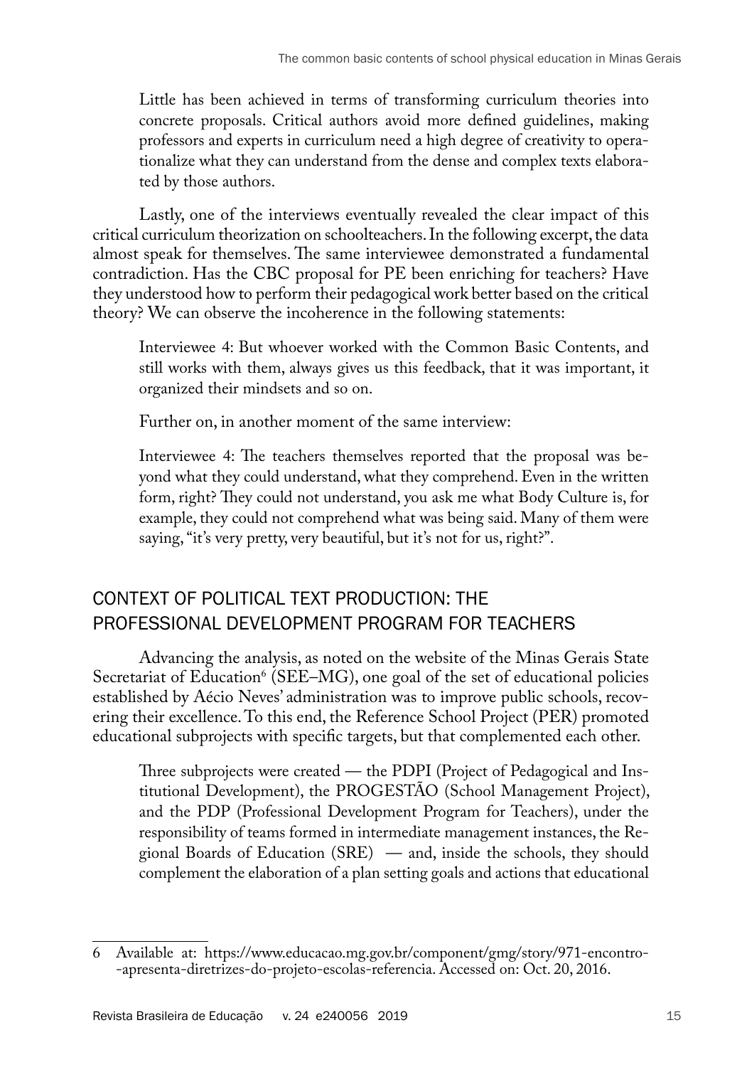> Little has been achieved in terms of transforming curriculum theories into concrete proposals. Critical authors avoid more defined guidelines, making professors and experts in curriculum need a high degree of creativity to operationalize what they can understand from the dense and complex texts elaborated by those authors.

Lastly, one of the interviews eventually revealed the clear impact of this critical curriculum theorization on schoolteachers. In the following excerpt, the data almost speak for themselves. The same interviewee demonstrated a fundamental contradiction. Has the CBC proposal for PE been enriching for teachers? Have they understood how to perform their pedagogical work better based on the critical theory? We can observe the incoherence in the following statements:

> Interviewee 4: But whoever worked with the Common Basic Contents, and still works with them, always gives us this feedback, that it was important, it organized their mindsets and so on.
>
> Further on, in another moment of the same interview:
>
> Interviewee 4: The teachers themselves reported that the proposal was beyond what they could understand, what they comprehend. Even in the written form, right? They could not understand, you ask me what Body Culture is, for example, they could not comprehend what was being said. Many of them were saying, "it's very pretty, very beautiful, but it's not for us, right?".

## CONTEXT OF POLITICAL TEXT PRODUCTION: THE PROFESSIONAL DEVELOPMENT PROGRAM FOR TEACHERS

Advancing the analysis, as noted on the website of the Minas Gerais State Secretariat of Education[6] (SEE–MG), one goal of the set of educational policies established by Aécio Neves' administration was to improve public schools, recovering their excellence. To this end, the Reference School Project (PER) promoted educational subprojects with specific targets, but that complemented each other.

> Three subprojects were created — the PDPI (Project of Pedagogical and Institutional Development), the PROGESTÃO (School Management Project), and the PDP (Professional Development Program for Teachers), under the responsibility of teams formed in intermediate management instances, the Regional Boards of Education (SRE) — and, inside the schools, they should complement the elaboration of a plan setting goals and actions that educational

6 Available at: https://www.educacao.mg.gov.br/component/gmg/story/971-encontro--apresenta-diretrizes-do-projeto-escolas-referencia. Accessed on: Oct. 20, 2016.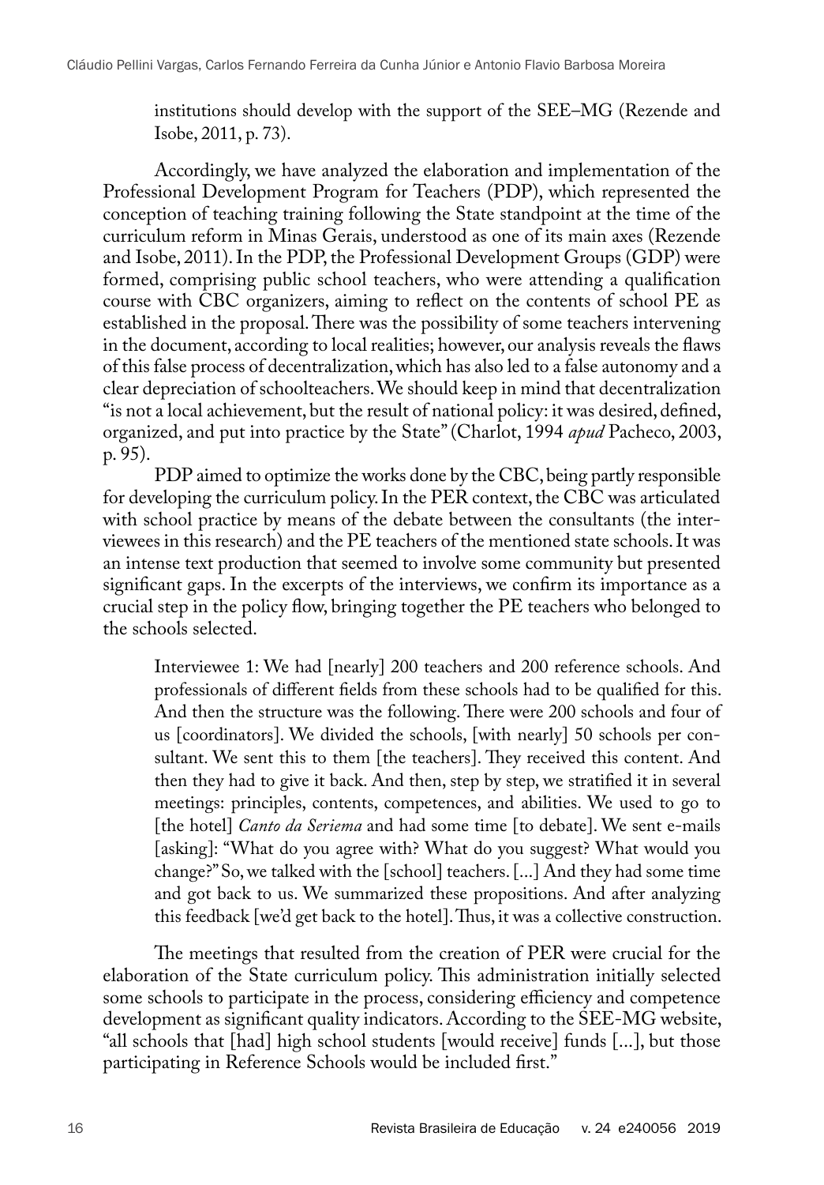institutions should develop with the support of the SEE–MG (Rezende and Isobe, 2011, p. 73).

Accordingly, we have analyzed the elaboration and implementation of the Professional Development Program for Teachers (PDP), which represented the conception of teaching training following the State standpoint at the time of the curriculum reform in Minas Gerais, understood as one of its main axes (Rezende and Isobe, 2011). In the PDP, the Professional Development Groups (GDP) were formed, comprising public school teachers, who were attending a qualification course with CBC organizers, aiming to reflect on the contents of school PE as established in the proposal. There was the possibility of some teachers intervening in the document, according to local realities; however, our analysis reveals the flaws of this false process of decentralization, which has also led to a false autonomy and a clear depreciation of schoolteachers. We should keep in mind that decentralization "is not a local achievement, but the result of national policy: it was desired, defined, organized, and put into practice by the State" (Charlot, 1994 *apud* Pacheco, 2003, p. 95).

PDP aimed to optimize the works done by the CBC, being partly responsible for developing the curriculum policy. In the PER context, the CBC was articulated with school practice by means of the debate between the consultants (the interviewees in this research) and the PE teachers of the mentioned state schools. It was an intense text production that seemed to involve some community but presented significant gaps. In the excerpts of the interviews, we confirm its importance as a crucial step in the policy flow, bringing together the PE teachers who belonged to the schools selected.

> Interviewee 1: We had [nearly] 200 teachers and 200 reference schools. And professionals of different fields from these schools had to be qualified for this. And then the structure was the following. There were 200 schools and four of us [coordinators]. We divided the schools, [with nearly] 50 schools per consultant. We sent this to them [the teachers]. They received this content. And then they had to give it back. And then, step by step, we stratified it in several meetings: principles, contents, competences, and abilities. We used to go to [the hotel] *Canto da Seriema* and had some time [to debate]. We sent e-mails [asking]: "What do you agree with? What do you suggest? What would you change?" So, we talked with the [school] teachers. [...] And they had some time and got back to us. We summarized these propositions. And after analyzing this feedback [we'd get back to the hotel]. Thus, it was a collective construction.

The meetings that resulted from the creation of PER were crucial for the elaboration of the State curriculum policy. This administration initially selected some schools to participate in the process, considering efficiency and competence development as significant quality indicators. According to the SEE-MG website, "all schools that [had] high school students [would receive] funds [...], but those participating in Reference Schools would be included first."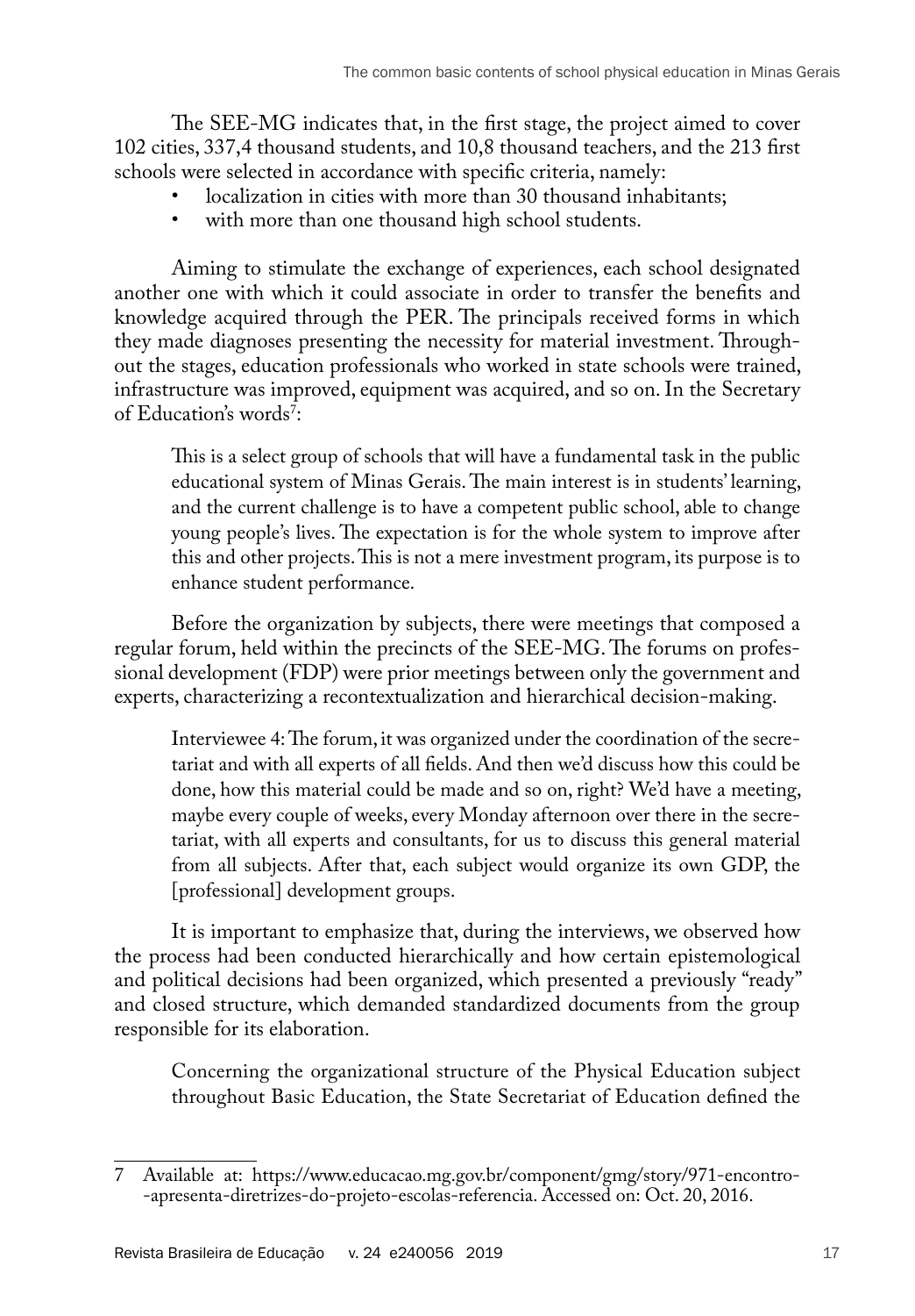The SEE-MG indicates that, in the first stage, the project aimed to cover 102 cities, 337,4 thousand students, and 10,8 thousand teachers, and the 213 first schools were selected in accordance with specific criteria, namely:

- localization in cities with more than 30 thousand inhabitants;
- with more than one thousand high school students.

Aiming to stimulate the exchange of experiences, each school designated another one with which it could associate in order to transfer the benefits and knowledge acquired through the PER. The principals received forms in which they made diagnoses presenting the necessity for material investment. Throughout the stages, education professionals who worked in state schools were trained, infrastructure was improved, equipment was acquired, and so on. In the Secretary of Education's words[7]:

> This is a select group of schools that will have a fundamental task in the public educational system of Minas Gerais. The main interest is in students' learning, and the current challenge is to have a competent public school, able to change young people's lives. The expectation is for the whole system to improve after this and other projects. This is not a mere investment program, its purpose is to enhance student performance.

Before the organization by subjects, there were meetings that composed a regular forum, held within the precincts of the SEE-MG. The forums on professional development (FDP) were prior meetings between only the government and experts, characterizing a recontextualization and hierarchical decision-making.

> Interviewee 4: The forum, it was organized under the coordination of the secretariat and with all experts of all fields. And then we'd discuss how this could be done, how this material could be made and so on, right? We'd have a meeting, maybe every couple of weeks, every Monday afternoon over there in the secretariat, with all experts and consultants, for us to discuss this general material from all subjects. After that, each subject would organize its own GDP, the [professional] development groups.

It is important to emphasize that, during the interviews, we observed how the process had been conducted hierarchically and how certain epistemological and political decisions had been organized, which presented a previously "ready" and closed structure, which demanded standardized documents from the group responsible for its elaboration.

> Concerning the organizational structure of the Physical Education subject throughout Basic Education, the State Secretariat of Education defined the

---

7 Available at: https://www.educacao.mg.gov.br/component/gmg/story/971-encontro--apresenta-diretrizes-do-projeto-escolas-referencia. Accessed on: Oct. 20, 2016.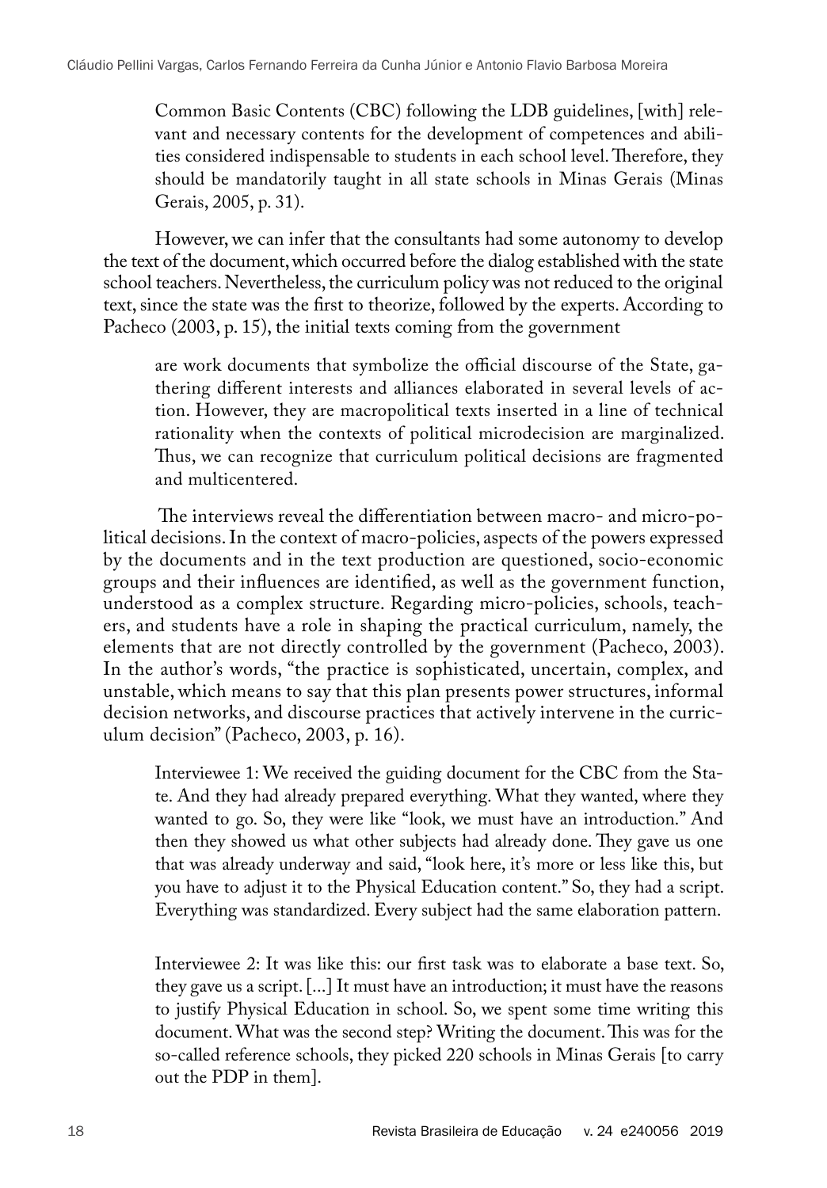> Common Basic Contents (CBC) following the LDB guidelines, [with] relevant and necessary contents for the development of competences and abilities considered indispensable to students in each school level. Therefore, they should be mandatorily taught in all state schools in Minas Gerais (Minas Gerais, 2005, p. 31).

However, we can infer that the consultants had some autonomy to develop the text of the document, which occurred before the dialog established with the state school teachers. Nevertheless, the curriculum policy was not reduced to the original text, since the state was the first to theorize, followed by the experts. According to Pacheco (2003, p. 15), the initial texts coming from the government

> are work documents that symbolize the official discourse of the State, gathering different interests and alliances elaborated in several levels of action. However, they are macropolitical texts inserted in a line of technical rationality when the contexts of political microdecision are marginalized. Thus, we can recognize that curriculum political decisions are fragmented and multicentered.

The interviews reveal the differentiation between macro- and micro-political decisions. In the context of macro-policies, aspects of the powers expressed by the documents and in the text production are questioned, socio-economic groups and their influences are identified, as well as the government function, understood as a complex structure. Regarding micro-policies, schools, teachers, and students have a role in shaping the practical curriculum, namely, the elements that are not directly controlled by the government (Pacheco, 2003). In the author's words, "the practice is sophisticated, uncertain, complex, and unstable, which means to say that this plan presents power structures, informal decision networks, and discourse practices that actively intervene in the curriculum decision" (Pacheco, 2003, p. 16).

> Interviewee 1: We received the guiding document for the CBC from the State. And they had already prepared everything. What they wanted, where they wanted to go. So, they were like "look, we must have an introduction." And then they showed us what other subjects had already done. They gave us one that was already underway and said, "look here, it's more or less like this, but you have to adjust it to the Physical Education content." So, they had a script. Everything was standardized. Every subject had the same elaboration pattern.

> Interviewee 2: It was like this: our first task was to elaborate a base text. So, they gave us a script. [...] It must have an introduction; it must have the reasons to justify Physical Education in school. So, we spent some time writing this document. What was the second step? Writing the document. This was for the so-called reference schools, they picked 220 schools in Minas Gerais [to carry out the PDP in them].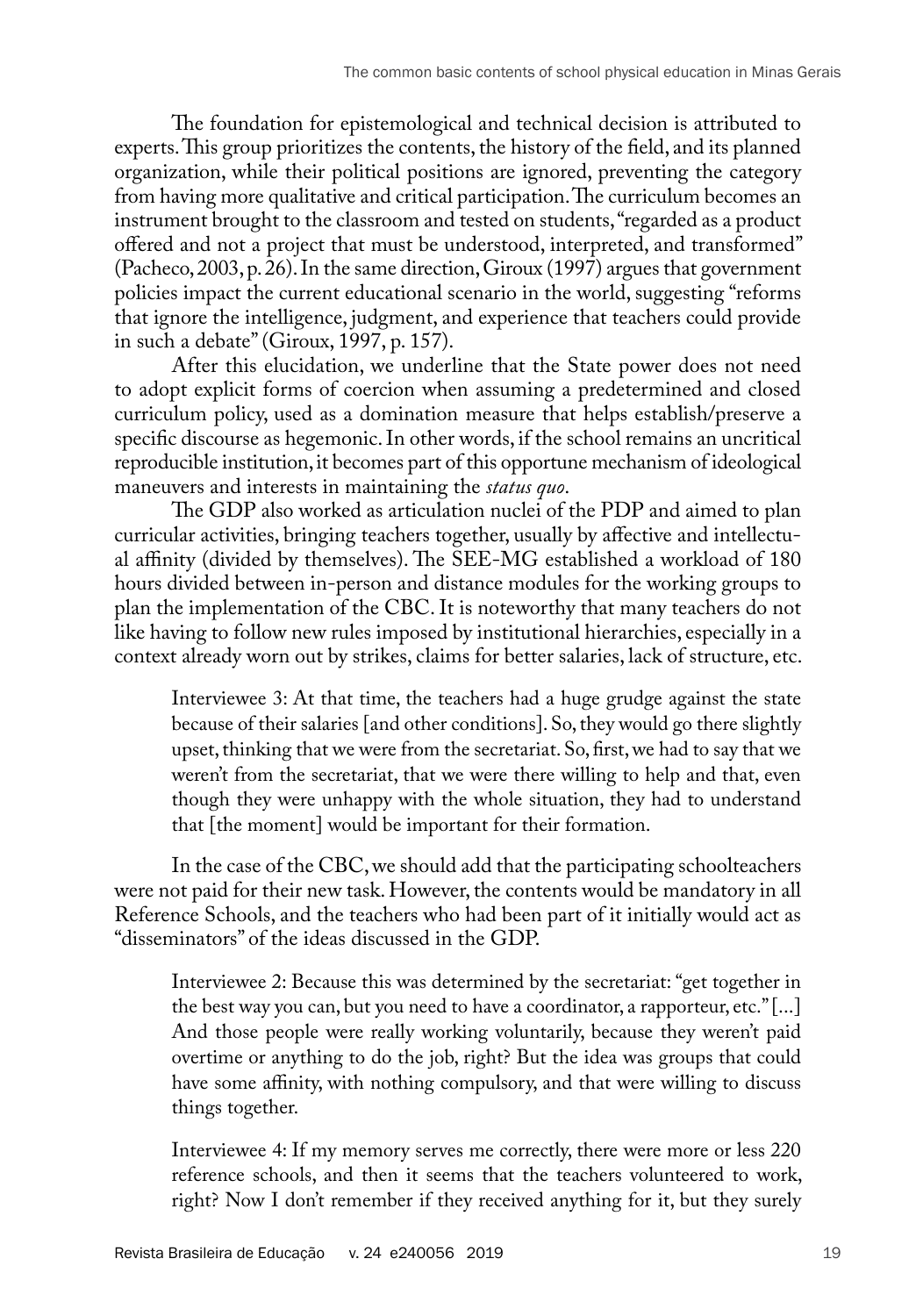The foundation for epistemological and technical decision is attributed to experts. This group prioritizes the contents, the history of the field, and its planned organization, while their political positions are ignored, preventing the category from having more qualitative and critical participation. The curriculum becomes an instrument brought to the classroom and tested on students, "regarded as a product offered and not a project that must be understood, interpreted, and transformed" (Pacheco, 2003, p. 26). In the same direction, Giroux (1997) argues that government policies impact the current educational scenario in the world, suggesting "reforms that ignore the intelligence, judgment, and experience that teachers could provide in such a debate" (Giroux, 1997, p. 157).

After this elucidation, we underline that the State power does not need to adopt explicit forms of coercion when assuming a predetermined and closed curriculum policy, used as a domination measure that helps establish/preserve a specific discourse as hegemonic. In other words, if the school remains an uncritical reproducible institution, it becomes part of this opportune mechanism of ideological maneuvers and interests in maintaining the *status quo*.

The GDP also worked as articulation nuclei of the PDP and aimed to plan curricular activities, bringing teachers together, usually by affective and intellectual affinity (divided by themselves). The SEE-MG established a workload of 180 hours divided between in-person and distance modules for the working groups to plan the implementation of the CBC. It is noteworthy that many teachers do not like having to follow new rules imposed by institutional hierarchies, especially in a context already worn out by strikes, claims for better salaries, lack of structure, etc.

> Interviewee 3: At that time, the teachers had a huge grudge against the state because of their salaries [and other conditions]. So, they would go there slightly upset, thinking that we were from the secretariat. So, first, we had to say that we weren't from the secretariat, that we were there willing to help and that, even though they were unhappy with the whole situation, they had to understand that [the moment] would be important for their formation.

In the case of the CBC, we should add that the participating schoolteachers were not paid for their new task. However, the contents would be mandatory in all Reference Schools, and the teachers who had been part of it initially would act as "disseminators" of the ideas discussed in the GDP.

> Interviewee 2: Because this was determined by the secretariat: "get together in the best way you can, but you need to have a coordinator, a rapporteur, etc." [...] And those people were really working voluntarily, because they weren't paid overtime or anything to do the job, right? But the idea was groups that could have some affinity, with nothing compulsory, and that were willing to discuss things together.

> Interviewee 4: If my memory serves me correctly, there were more or less 220 reference schools, and then it seems that the teachers volunteered to work, right? Now I don't remember if they received anything for it, but they surely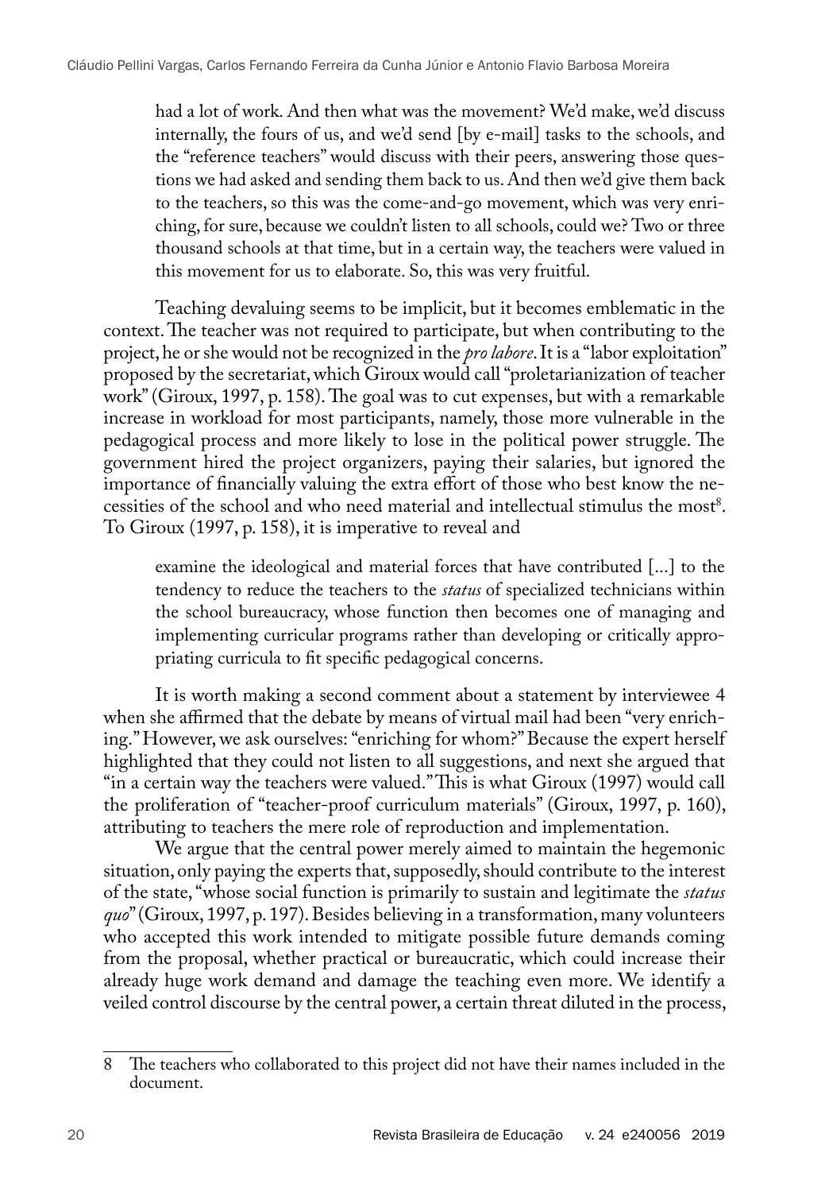> had a lot of work. And then what was the movement? We'd make, we'd discuss internally, the fours of us, and we'd send [by e-mail] tasks to the schools, and the "reference teachers" would discuss with their peers, answering those questions we had asked and sending them back to us. And then we'd give them back to the teachers, so this was the come-and-go movement, which was very enriching, for sure, because we couldn't listen to all schools, could we? Two or three thousand schools at that time, but in a certain way, the teachers were valued in this movement for us to elaborate. So, this was very fruitful.

Teaching devaluing seems to be implicit, but it becomes emblematic in the context. The teacher was not required to participate, but when contributing to the project, he or she would not be recognized in the *pro labore*. It is a "labor exploitation" proposed by the secretariat, which Giroux would call "proletarianization of teacher work" (Giroux, 1997, p. 158). The goal was to cut expenses, but with a remarkable increase in workload for most participants, namely, those more vulnerable in the pedagogical process and more likely to lose in the political power struggle. The government hired the project organizers, paying their salaries, but ignored the importance of financially valuing the extra effort of those who best know the necessities of the school and who need material and intellectual stimulus the most[8]. To Giroux (1997, p. 158), it is imperative to reveal and

> examine the ideological and material forces that have contributed [...] to the tendency to reduce the teachers to the *status* of specialized technicians within the school bureaucracy, whose function then becomes one of managing and implementing curricular programs rather than developing or critically appropriating curricula to fit specific pedagogical concerns.

It is worth making a second comment about a statement by interviewee 4 when she affirmed that the debate by means of virtual mail had been "very enriching." However, we ask ourselves: "enriching for whom?" Because the expert herself highlighted that they could not listen to all suggestions, and next she argued that "in a certain way the teachers were valued." This is what Giroux (1997) would call the proliferation of "teacher-proof curriculum materials" (Giroux, 1997, p. 160), attributing to teachers the mere role of reproduction and implementation.

We argue that the central power merely aimed to maintain the hegemonic situation, only paying the experts that, supposedly, should contribute to the interest of the state, "whose social function is primarily to sustain and legitimate the *status quo*" (Giroux, 1997, p. 197). Besides believing in a transformation, many volunteers who accepted this work intended to mitigate possible future demands coming from the proposal, whether practical or bureaucratic, which could increase their already huge work demand and damage the teaching even more. We identify a veiled control discourse by the central power, a certain threat diluted in the process,

---

8 The teachers who collaborated to this project did not have their names included in the document.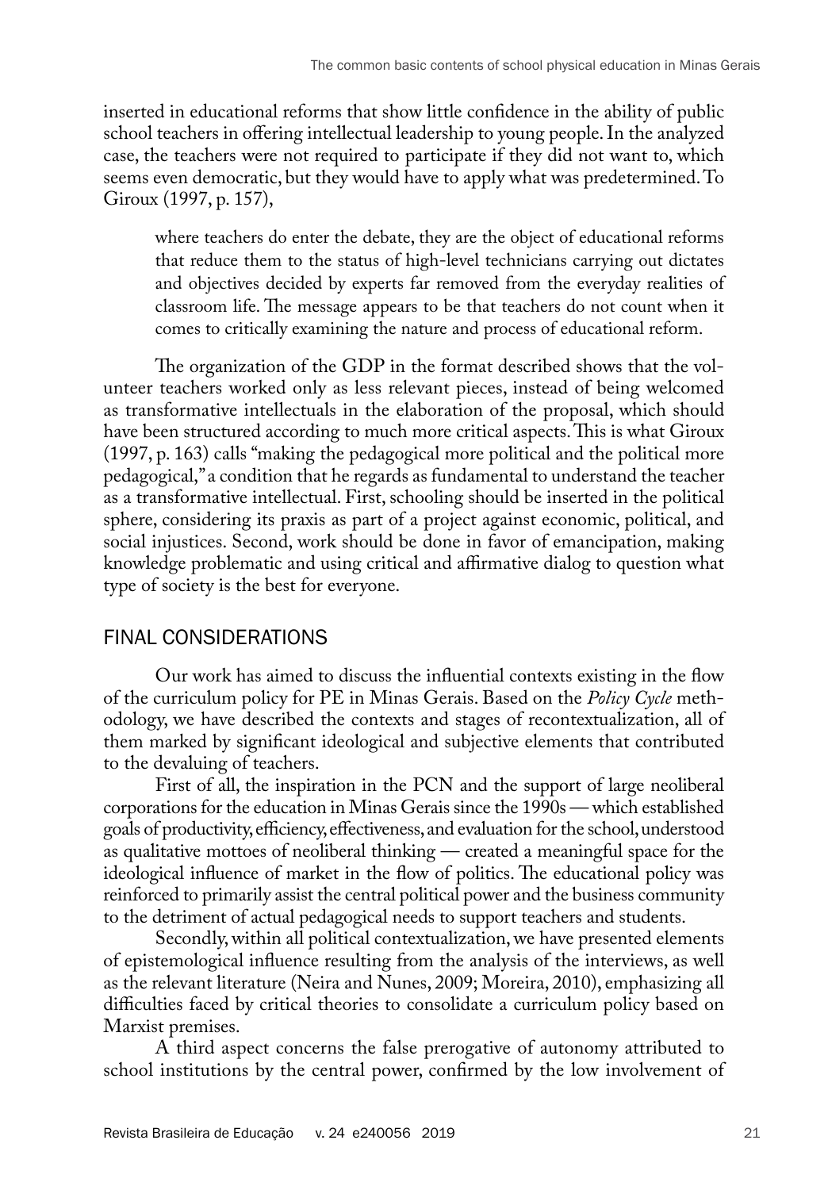inserted in educational reforms that show little confidence in the ability of public school teachers in offering intellectual leadership to young people. In the analyzed case, the teachers were not required to participate if they did not want to, which seems even democratic, but they would have to apply what was predetermined. To Giroux (1997, p. 157),

> where teachers do enter the debate, they are the object of educational reforms that reduce them to the status of high-level technicians carrying out dictates and objectives decided by experts far removed from the everyday realities of classroom life. The message appears to be that teachers do not count when it comes to critically examining the nature and process of educational reform.

The organization of the GDP in the format described shows that the volunteer teachers worked only as less relevant pieces, instead of being welcomed as transformative intellectuals in the elaboration of the proposal, which should have been structured according to much more critical aspects. This is what Giroux (1997, p. 163) calls "making the pedagogical more political and the political more pedagogical," a condition that he regards as fundamental to understand the teacher as a transformative intellectual. First, schooling should be inserted in the political sphere, considering its praxis as part of a project against economic, political, and social injustices. Second, work should be done in favor of emancipation, making knowledge problematic and using critical and affirmative dialog to question what type of society is the best for everyone.

## FINAL CONSIDERATIONS

Our work has aimed to discuss the influential contexts existing in the flow of the curriculum policy for PE in Minas Gerais. Based on the *Policy Cycle* methodology, we have described the contexts and stages of recontextualization, all of them marked by significant ideological and subjective elements that contributed to the devaluing of teachers.

First of all, the inspiration in the PCN and the support of large neoliberal corporations for the education in Minas Gerais since the 1990s — which established goals of productivity, efficiency, effectiveness, and evaluation for the school, understood as qualitative mottoes of neoliberal thinking — created a meaningful space for the ideological influence of market in the flow of politics. The educational policy was reinforced to primarily assist the central political power and the business community to the detriment of actual pedagogical needs to support teachers and students.

Secondly, within all political contextualization, we have presented elements of epistemological influence resulting from the analysis of the interviews, as well as the relevant literature (Neira and Nunes, 2009; Moreira, 2010), emphasizing all difficulties faced by critical theories to consolidate a curriculum policy based on Marxist premises.

A third aspect concerns the false prerogative of autonomy attributed to school institutions by the central power, confirmed by the low involvement of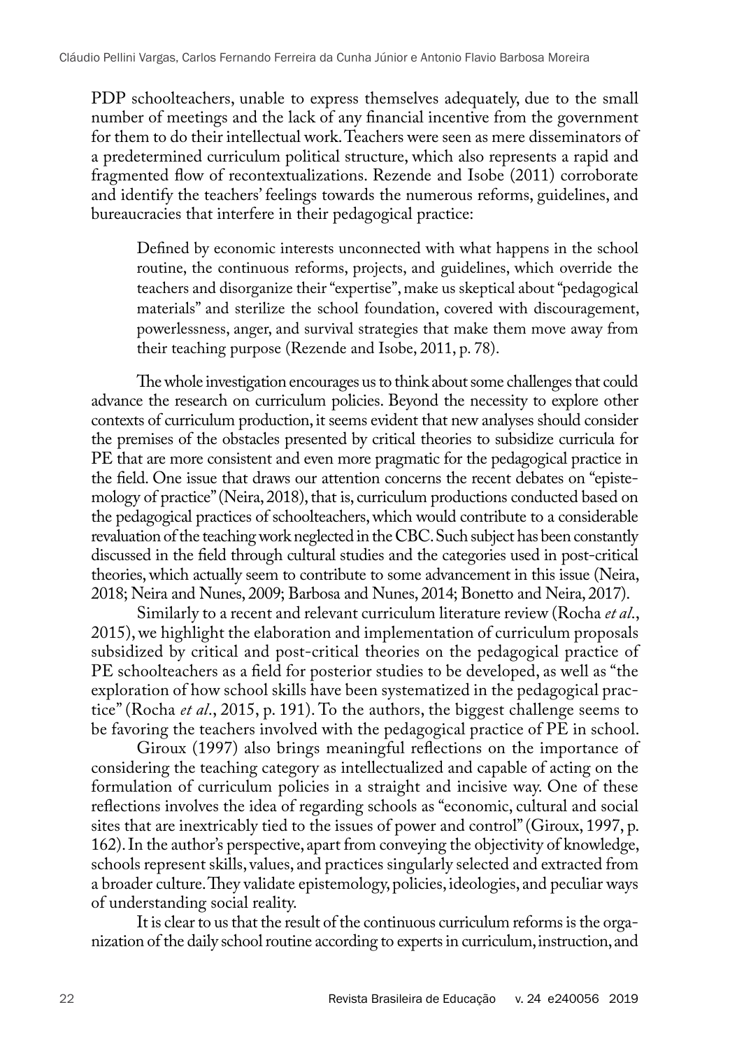PDP schoolteachers, unable to express themselves adequately, due to the small number of meetings and the lack of any financial incentive from the government for them to do their intellectual work. Teachers were seen as mere disseminators of a predetermined curriculum political structure, which also represents a rapid and fragmented flow of recontextualizations. Rezende and Isobe (2011) corroborate and identify the teachers' feelings towards the numerous reforms, guidelines, and bureaucracies that interfere in their pedagogical practice:

> Defined by economic interests unconnected with what happens in the school routine, the continuous reforms, projects, and guidelines, which override the teachers and disorganize their "expertise", make us skeptical about "pedagogical materials" and sterilize the school foundation, covered with discouragement, powerlessness, anger, and survival strategies that make them move away from their teaching purpose (Rezende and Isobe, 2011, p. 78).

The whole investigation encourages us to think about some challenges that could advance the research on curriculum policies. Beyond the necessity to explore other contexts of curriculum production, it seems evident that new analyses should consider the premises of the obstacles presented by critical theories to subsidize curricula for PE that are more consistent and even more pragmatic for the pedagogical practice in the field. One issue that draws our attention concerns the recent debates on "epistemology of practice" (Neira, 2018), that is, curriculum productions conducted based on the pedagogical practices of schoolteachers, which would contribute to a considerable revaluation of the teaching work neglected in the CBC. Such subject has been constantly discussed in the field through cultural studies and the categories used in post-critical theories, which actually seem to contribute to some advancement in this issue (Neira, 2018; Neira and Nunes, 2009; Barbosa and Nunes, 2014; Bonetto and Neira, 2017).

Similarly to a recent and relevant curriculum literature review (Rocha *et al.*, 2015), we highlight the elaboration and implementation of curriculum proposals subsidized by critical and post-critical theories on the pedagogical practice of PE schoolteachers as a field for posterior studies to be developed, as well as "the exploration of how school skills have been systematized in the pedagogical practice" (Rocha *et al.*, 2015, p. 191). To the authors, the biggest challenge seems to be favoring the teachers involved with the pedagogical practice of PE in school.

Giroux (1997) also brings meaningful reflections on the importance of considering the teaching category as intellectualized and capable of acting on the formulation of curriculum policies in a straight and incisive way. One of these reflections involves the idea of regarding schools as "economic, cultural and social sites that are inextricably tied to the issues of power and control" (Giroux, 1997, p. 162). In the author's perspective, apart from conveying the objectivity of knowledge, schools represent skills, values, and practices singularly selected and extracted from a broader culture. They validate epistemology, policies, ideologies, and peculiar ways of understanding social reality.

It is clear to us that the result of the continuous curriculum reforms is the organization of the daily school routine according to experts in curriculum, instruction, and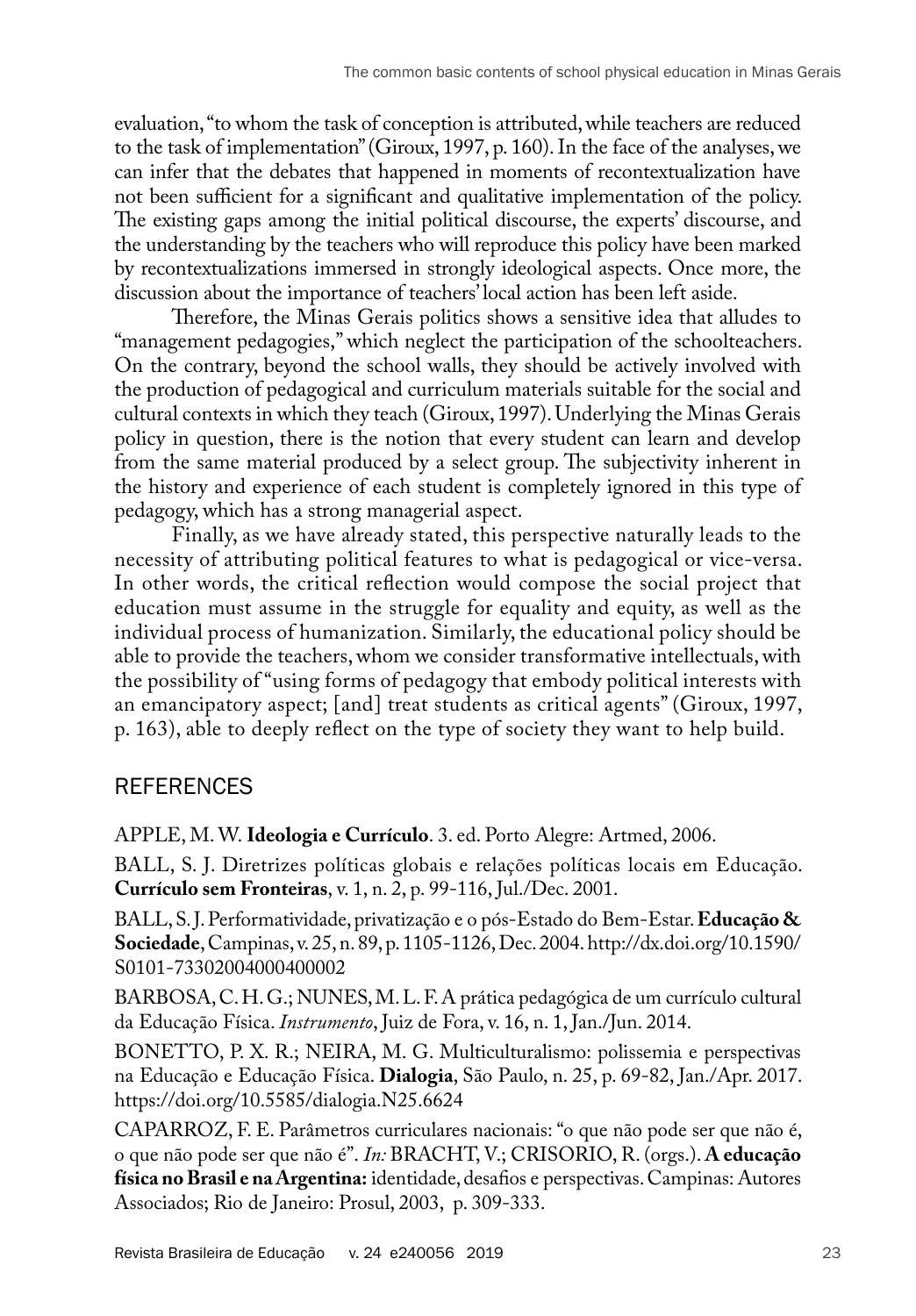evaluation, "to whom the task of conception is attributed, while teachers are reduced to the task of implementation" (Giroux, 1997, p. 160). In the face of the analyses, we can infer that the debates that happened in moments of recontextualization have not been sufficient for a significant and qualitative implementation of the policy. The existing gaps among the initial political discourse, the experts' discourse, and the understanding by the teachers who will reproduce this policy have been marked by recontextualizations immersed in strongly ideological aspects. Once more, the discussion about the importance of teachers' local action has been left aside.

Therefore, the Minas Gerais politics shows a sensitive idea that alludes to "management pedagogies," which neglect the participation of the schoolteachers. On the contrary, beyond the school walls, they should be actively involved with the production of pedagogical and curriculum materials suitable for the social and cultural contexts in which they teach (Giroux, 1997). Underlying the Minas Gerais policy in question, there is the notion that every student can learn and develop from the same material produced by a select group. The subjectivity inherent in the history and experience of each student is completely ignored in this type of pedagogy, which has a strong managerial aspect.

Finally, as we have already stated, this perspective naturally leads to the necessity of attributing political features to what is pedagogical or vice-versa. In other words, the critical reflection would compose the social project that education must assume in the struggle for equality and equity, as well as the individual process of humanization. Similarly, the educational policy should be able to provide the teachers, whom we consider transformative intellectuals, with the possibility of "using forms of pedagogy that embody political interests with an emancipatory aspect; [and] treat students as critical agents" (Giroux, 1997, p. 163), able to deeply reflect on the type of society they want to help build.

## REFERENCES

APPLE, M. W. **Ideologia e Currículo**. 3. ed. Porto Alegre: Artmed, 2006.

BALL, S. J. Diretrizes políticas globais e relações políticas locais em Educação. **Currículo sem Fronteiras**, v. 1, n. 2, p. 99-116, Jul./Dec. 2001.

BALL, S. J. Performatividade, privatização e o pós-Estado do Bem-Estar. **Educação & Sociedade**, Campinas, v. 25, n. 89, p. 1105-1126, Dec. 2004. http://dx.doi.org/10.1590/S0101-73302004000400002

BARBOSA, C. H. G.; NUNES, M. L. F. A prática pedagógica de um currículo cultural da Educação Física. *Instrumento*, Juiz de Fora, v. 16, n. 1, Jan./Jun. 2014.

BONETTO, P. X. R.; NEIRA, M. G. Multiculturalismo: polissemia e perspectivas na Educação e Educação Física. **Dialogia**, São Paulo, n. 25, p. 69-82, Jan./Apr. 2017. https://doi.org/10.5585/dialogia.N25.6624

CAPARROZ, F. E. Parâmetros curriculares nacionais: "o que não pode ser que não é, o que não pode ser que não é". *In:* BRACHT, V.; CRISORIO, R. (orgs.). **A educação física no Brasil e na Argentina:** identidade, desafios e perspectivas. Campinas: Autores Associados; Rio de Janeiro: Prosul, 2003, p. 309-333.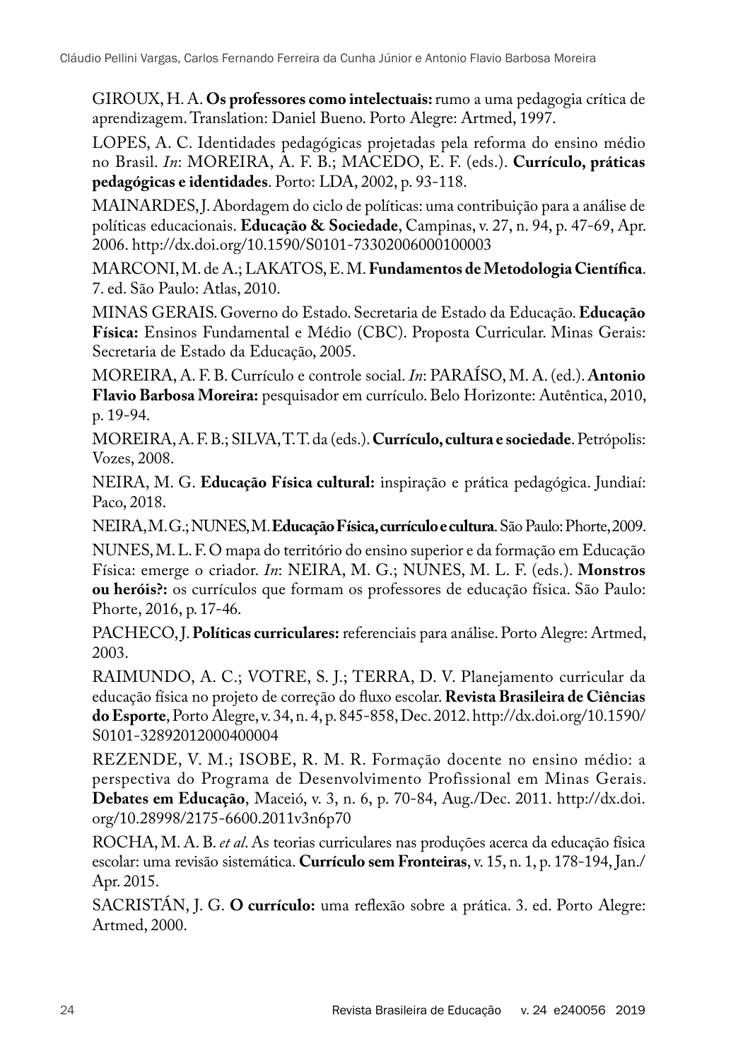GIROUX, H. A. **Os professores como intelectuais:** rumo a uma pedagogia crítica de aprendizagem. Translation: Daniel Bueno. Porto Alegre: Artmed, 1997.

LOPES, A. C. Identidades pedagógicas projetadas pela reforma do ensino médio no Brasil. *In*: MOREIRA, A. F. B.; MACEDO, E. F. (eds.). **Currículo, práticas pedagógicas e identidades**. Porto: LDA, 2002, p. 93-118.

MAINARDES, J. Abordagem do ciclo de políticas: uma contribuição para a análise de políticas educacionais. **Educação & Sociedade**, Campinas, v. 27, n. 94, p. 47-69, Apr. 2006. http://dx.doi.org/10.1590/S0101-73302006000100003

MARCONI, M. de A.; LAKATOS, E. M. **Fundamentos de Metodologia Científica**. 7. ed. São Paulo: Atlas, 2010.

MINAS GERAIS. Governo do Estado. Secretaria de Estado da Educação. **Educação Física:** Ensinos Fundamental e Médio (CBC). Proposta Curricular. Minas Gerais: Secretaria de Estado da Educação, 2005.

MOREIRA, A. F. B. Currículo e controle social. *In*: PARAÍSO, M. A. (ed.). **Antonio Flavio Barbosa Moreira:** pesquisador em currículo. Belo Horizonte: Autêntica, 2010, p. 19-94.

MOREIRA, A. F. B.; SILVA, T. T. da (eds.). **Currículo, cultura e sociedade**. Petrópolis: Vozes, 2008.

NEIRA, M. G. **Educação Física cultural:** inspiração e prática pedagógica. Jundiaí: Paco, 2018.

NEIRA, M. G.; NUNES, M. **Educação Física, currículo e cultura**. São Paulo: Phorte, 2009.

NUNES, M. L. F. O mapa do território do ensino superior e da formação em Educação Física: emerge o criador. *In*: NEIRA, M. G.; NUNES, M. L. F. (eds.). **Monstros ou heróis?:** os currículos que formam os professores de educação física. São Paulo: Phorte, 2016, p. 17-46.

PACHECO, J. **Políticas curriculares:** referenciais para análise. Porto Alegre: Artmed, 2003.

RAIMUNDO, A. C.; VOTRE, S. J.; TERRA, D. V. Planejamento curricular da educação física no projeto de correção do fluxo escolar. **Revista Brasileira de Ciências do Esporte**, Porto Alegre, v. 34, n. 4, p. 845-858, Dec. 2012. http://dx.doi.org/10.1590/S0101-32892012000400004

REZENDE, V. M.; ISOBE, R. M. R. Formação docente no ensino médio: a perspectiva do Programa de Desenvolvimento Profissional em Minas Gerais. **Debates em Educação**, Maceió, v. 3, n. 6, p. 70-84, Aug./Dec. 2011. http://dx.doi.org/10.28998/2175-6600.2011v3n6p70

ROCHA, M. A. B. *et al*. As teorias curriculares nas produções acerca da educação física escolar: uma revisão sistemática. **Currículo sem Fronteiras**, v. 15, n. 1, p. 178-194, Jan./Apr. 2015.

SACRISTÁN, J. G. **O currículo:** uma reflexão sobre a prática. 3. ed. Porto Alegre: Artmed, 2000.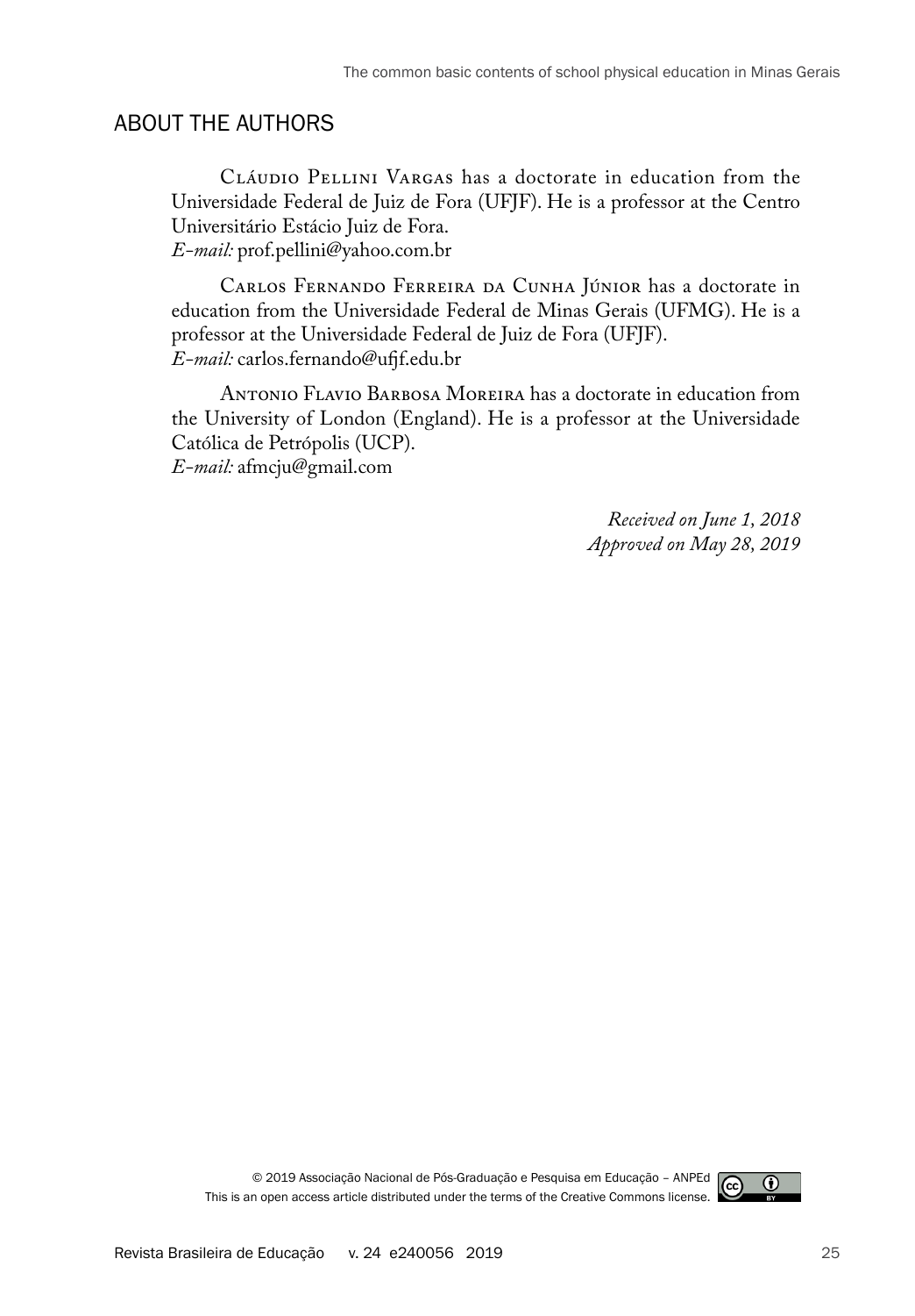## ABOUT THE AUTHORS

Cláudio Pellini Vargas has a doctorate in education from the Universidade Federal de Juiz de Fora (UFJF). He is a professor at the Centro Universitário Estácio Juiz de Fora.
*E-mail:* prof.pellini@yahoo.com.br

Carlos Fernando Ferreira da Cunha Júnior has a doctorate in education from the Universidade Federal de Minas Gerais (UFMG). He is a professor at the Universidade Federal de Juiz de Fora (UFJF).
*E-mail:* carlos.fernando@ufjf.edu.br

Antonio Flavio Barbosa Moreira has a doctorate in education from the University of London (England). He is a professor at the Universidade Católica de Petrópolis (UCP).
*E-mail:* afmcju@gmail.com

*Received on June 1, 2018*
*Approved on May 28, 2019*

© 2019 Associação Nacional de Pós-Graduação e Pesquisa em Educação – ANPEd
This is an open access article distributed under the terms of the Creative Commons license.